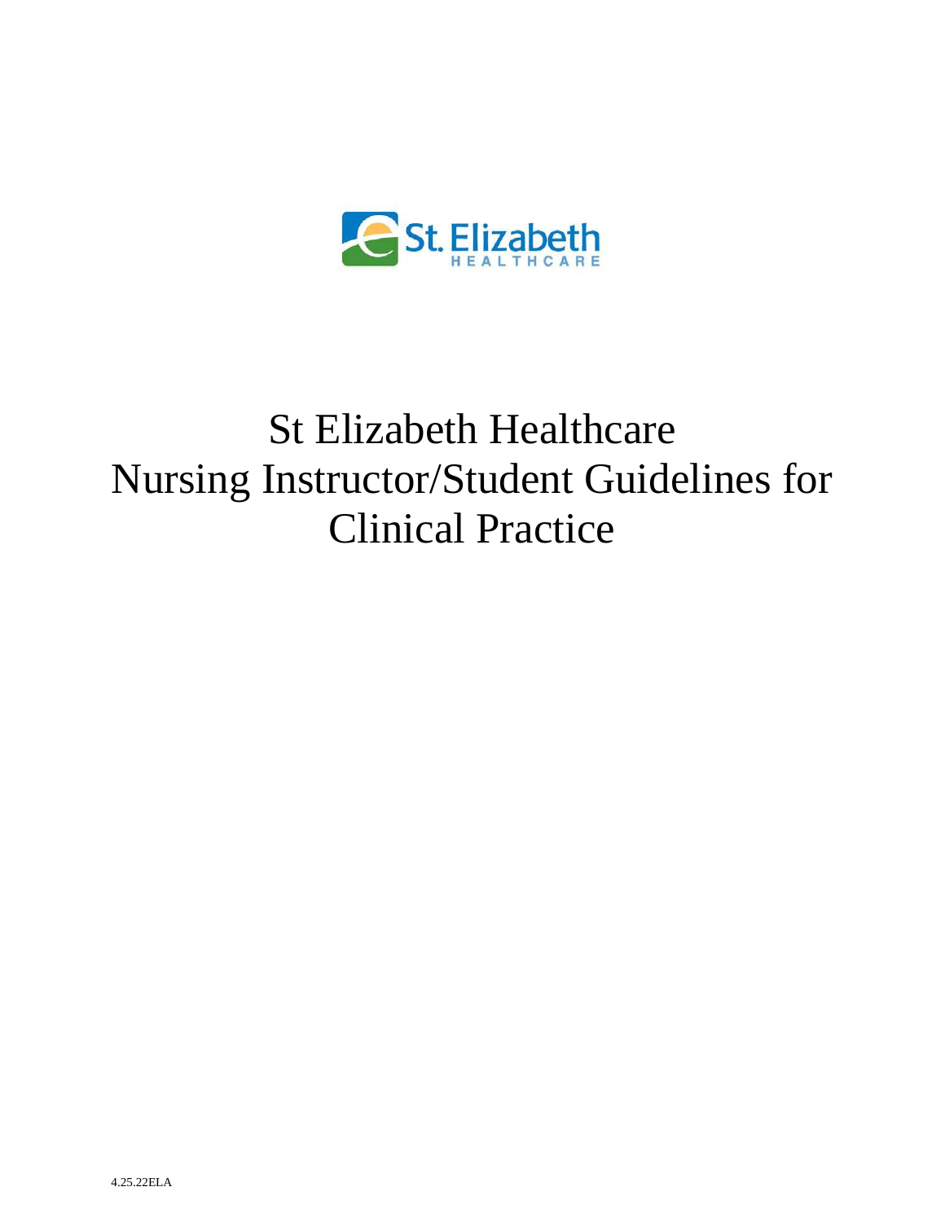# St Elizabeth Healthcare Nursing Instructor/Student Guidelines for Clinical Practice

4.25.22ELA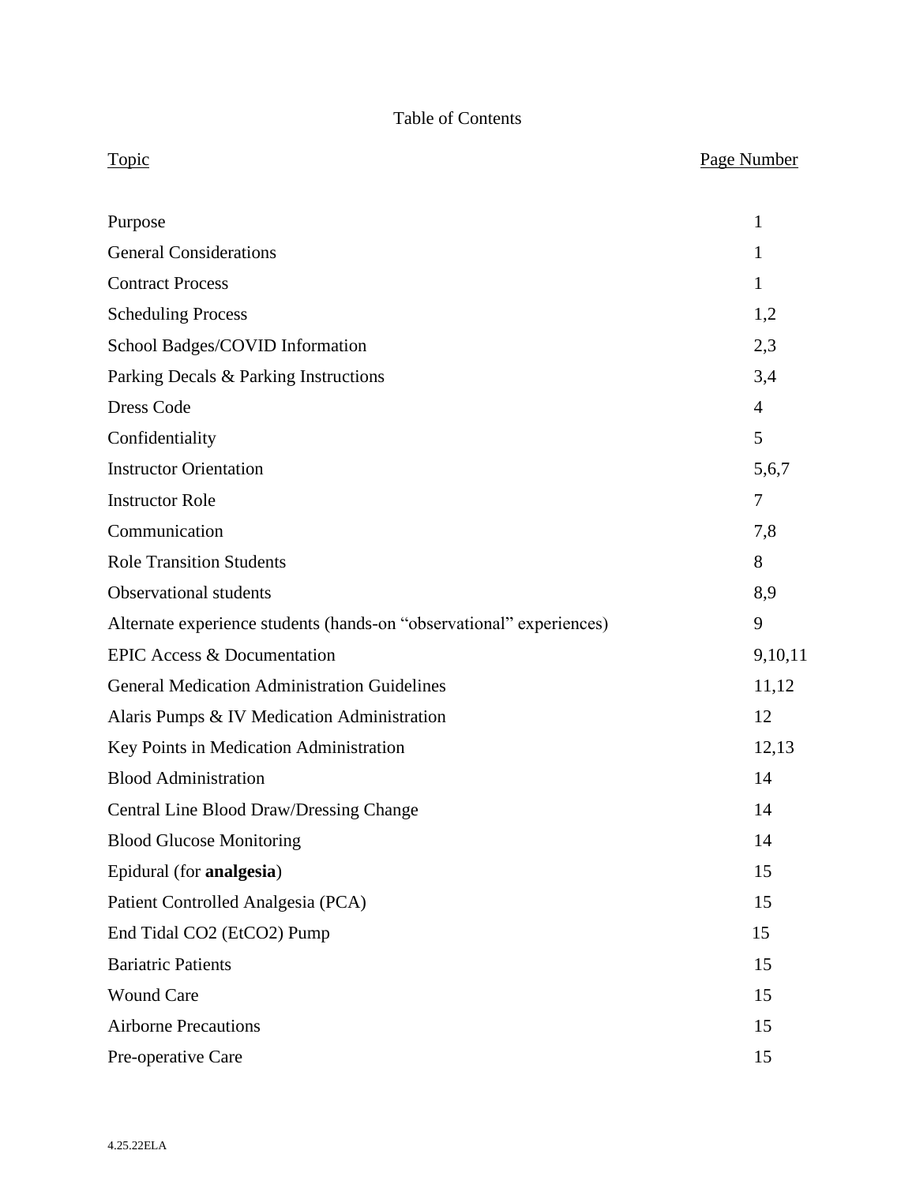Table of Contents

| Topic | Page Number |
| --- | --- |
| Purpose | 1 |
| General Considerations | 1 |
| Contract Process | 1 |
| Scheduling Process | 1,2 |
| School Badges/COVID Information | 2,3 |
| Parking Decals & Parking Instructions | 3,4 |
| Dress Code | 4 |
| Confidentiality | 5 |
| Instructor Orientation | 5,6,7 |
| Instructor Role | 7 |
| Communication | 7,8 |
| Role Transition Students | 8 |
| Observational students | 8,9 |
| Alternate experience students (hands-on "observational" experiences) | 9 |
| EPIC Access & Documentation | 9,10,11 |
| General Medication Administration Guidelines | 11,12 |
| Alaris Pumps & IV Medication Administration | 12 |
| Key Points in Medication Administration | 12,13 |
| Blood Administration | 14 |
| Central Line Blood Draw/Dressing Change | 14 |
| Blood Glucose Monitoring | 14 |
| Epidural (for **analgesia**) | 15 |
| Patient Controlled Analgesia (PCA) | 15 |
| End Tidal CO2 (EtCO2) Pump | 15 |
| Bariatric Patients | 15 |
| Wound Care | 15 |
| Airborne Precautions | 15 |
| Pre-operative Care | 15 |

4.25.22ELA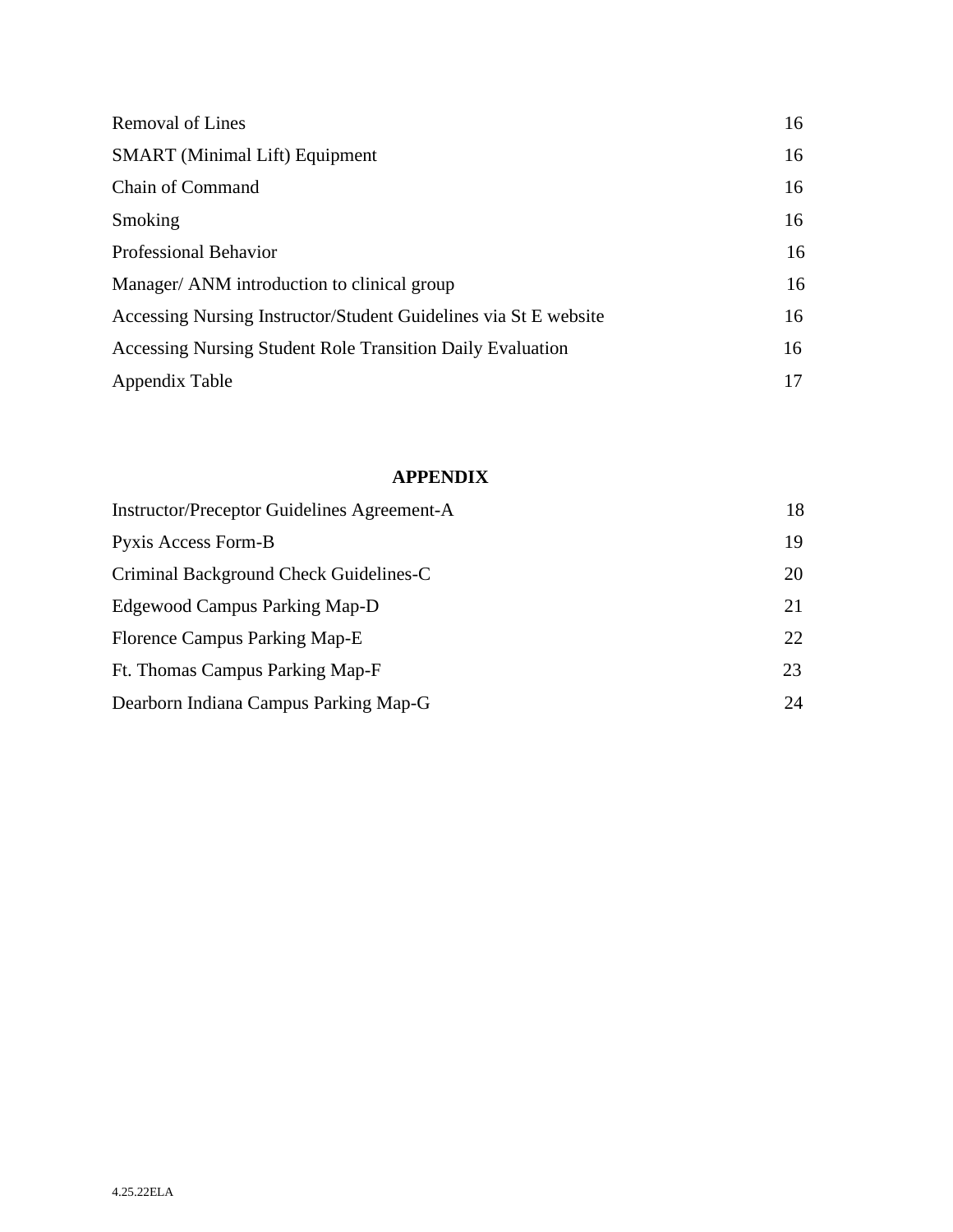| | |
|---|---|
| Removal of Lines | 16 |
| SMART (Minimal Lift) Equipment | 16 |
| Chain of Command | 16 |
| Smoking | 16 |
| Professional Behavior | 16 |
| Manager/ ANM introduction to clinical group | 16 |
| Accessing Nursing Instructor/Student Guidelines via St E website | 16 |
| Accessing Nursing Student Role Transition Daily Evaluation | 16 |
| Appendix Table | 17 |

**APPENDIX**

| | |
|---|---|
| Instructor/Preceptor Guidelines Agreement-A | 18 |
| Pyxis Access Form-B | 19 |
| Criminal Background Check Guidelines-C | 20 |
| Edgewood Campus Parking Map-D | 21 |
| Florence Campus Parking Map-E | 22 |
| Ft. Thomas Campus Parking Map-F | 23 |
| Dearborn Indiana Campus Parking Map-G | 24 |

4.25.22ELA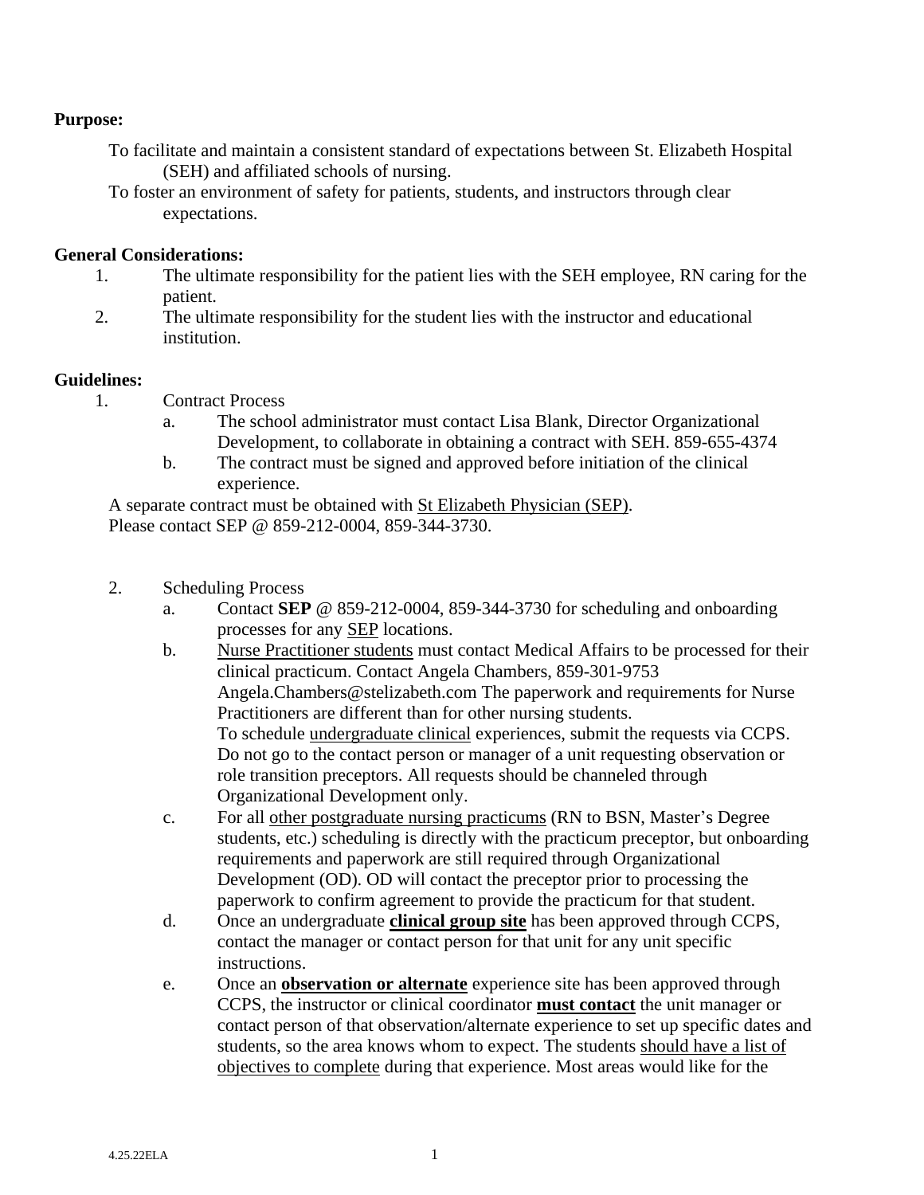**Purpose:**

To facilitate and maintain a consistent standard of expectations between St. Elizabeth Hospital (SEH) and affiliated schools of nursing.

To foster an environment of safety for patients, students, and instructors through clear expectations.

**General Considerations:**

1. The ultimate responsibility for the patient lies with the SEH employee, RN caring for the patient.
2. The ultimate responsibility for the student lies with the instructor and educational institution.

**Guidelines:**

1. Contract Process
   a. The school administrator must contact Lisa Blank, Director Organizational Development, to collaborate in obtaining a contract with SEH. 859-655-4374
   b. The contract must be signed and approved before initiation of the clinical experience.

A separate contract must be obtained with St Elizabeth Physician (SEP).
Please contact SEP @ 859-212-0004, 859-344-3730.

2. Scheduling Process
   a. Contact **SEP** @ 859-212-0004, 859-344-3730 for scheduling and onboarding processes for any SEP locations.
   b. Nurse Practitioner students must contact Medical Affairs to be processed for their clinical practicum. Contact Angela Chambers, 859-301-9753 Angela.Chambers@stelizabeth.com The paperwork and requirements for Nurse Practitioners are different than for other nursing students.
      To schedule undergraduate clinical experiences, submit the requests via CCPS. Do not go to the contact person or manager of a unit requesting observation or role transition preceptors. All requests should be channeled through Organizational Development only.
   c. For all other postgraduate nursing practicums (RN to BSN, Master's Degree students, etc.) scheduling is directly with the practicum preceptor, but onboarding requirements and paperwork are still required through Organizational Development (OD). OD will contact the preceptor prior to processing the paperwork to confirm agreement to provide the practicum for that student.
   d. Once an undergraduate **clinical group site** has been approved through CCPS, contact the manager or contact person for that unit for any unit specific instructions.
   e. Once an **observation or alternate** experience site has been approved through CCPS, the instructor or clinical coordinator **must contact** the unit manager or contact person of that observation/alternate experience to set up specific dates and students, so the area knows whom to expect. The students should have a list of objectives to complete during that experience. Most areas would like for the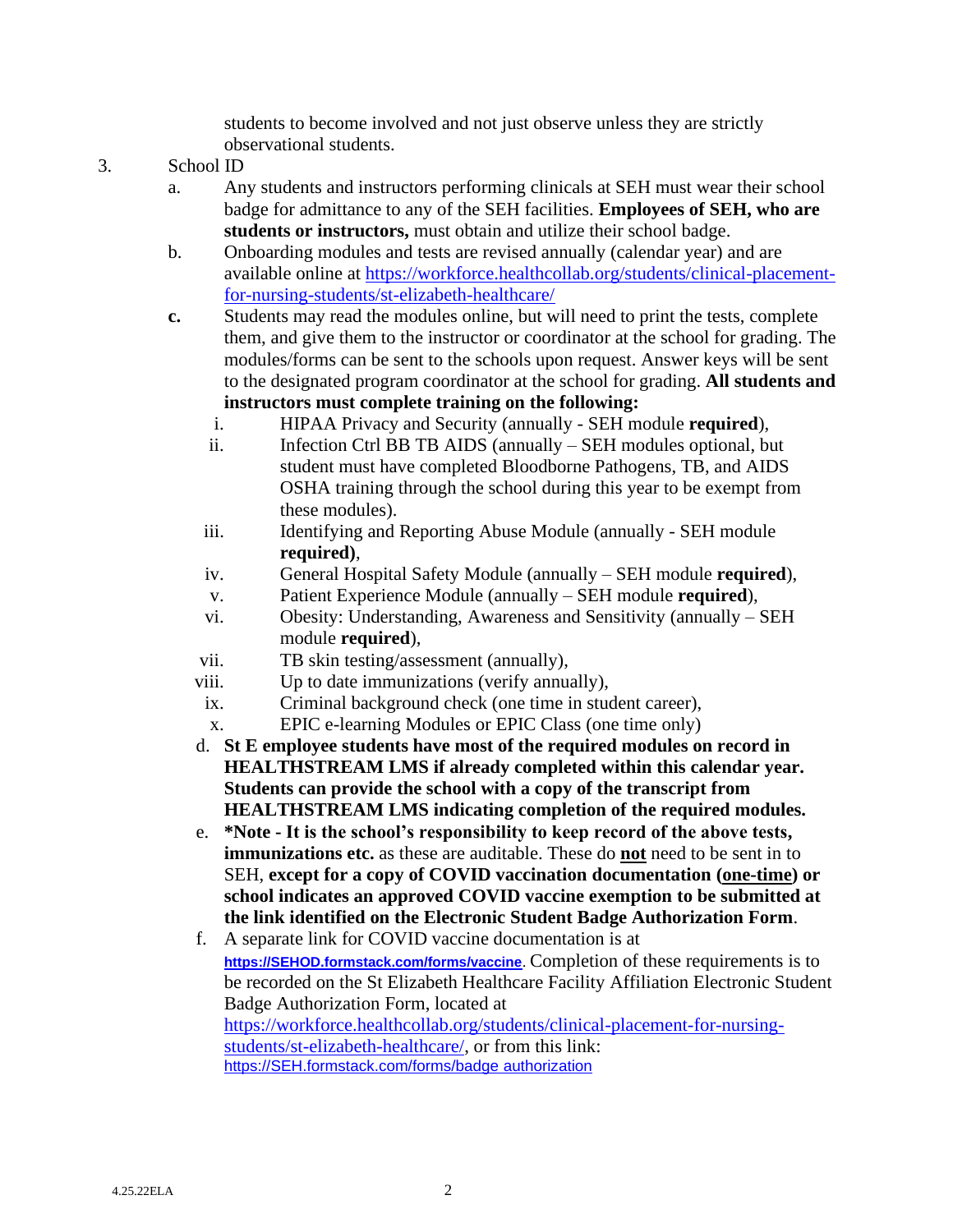students to become involved and not just observe unless they are strictly observational students.

3. School ID
   a. Any students and instructors performing clinicals at SEH must wear their school badge for admittance to any of the SEH facilities. **Employees of SEH, who are students or instructors,** must obtain and utilize their school badge.
   b. Onboarding modules and tests are revised annually (calendar year) and are available online at [https://workforce.healthcollab.org/students/clinical-placement-for-nursing-students/st-elizabeth-healthcare/](https://workforce.healthcollab.org/students/clinical-placement-for-nursing-students/st-elizabeth-healthcare/)
   **c.** Students may read the modules online, but will need to print the tests, complete them, and give them to the instructor or coordinator at the school for grading. The modules/forms can be sent to the schools upon request. Answer keys will be sent to the designated program coordinator at the school for grading. **All students and instructors must complete training on the following:**
      i. HIPAA Privacy and Security (annually - SEH module **required**),
      ii. Infection Ctrl BB TB AIDS (annually – SEH modules optional, but student must have completed Bloodborne Pathogens, TB, and AIDS OSHA training through the school during this year to be exempt from these modules).
      iii. Identifying and Reporting Abuse Module (annually - SEH module **required)**,
      iv. General Hospital Safety Module (annually – SEH module **required**),
      v. Patient Experience Module (annually – SEH module **required**),
      vi. Obesity: Understanding, Awareness and Sensitivity (annually – SEH module **required**),
      vii. TB skin testing/assessment (annually),
      viii. Up to date immunizations (verify annually),
      ix. Criminal background check (one time in student career),
      x. EPIC e-learning Modules or EPIC Class (one time only)
   d. **St E employee students have most of the required modules on record in HEALTHSTREAM LMS if already completed within this calendar year. Students can provide the school with a copy of the transcript from HEALTHSTREAM LMS indicating completion of the required modules.**
   e. **\*Note - It is the school's responsibility to keep record of the above tests, immunizations etc.** as these are auditable. These do **not** need to be sent in to SEH, **except for a copy of COVID vaccination documentation (one-time) or school indicates an approved COVID vaccine exemption to be submitted at the link identified on the Electronic Student Badge Authorization Form**.
   f. A separate link for COVID vaccine documentation is at [**https://SEHOD.formstack.com/forms/vaccine**](https://SEHOD.formstack.com/forms/vaccine). Completion of these requirements is to be recorded on the St Elizabeth Healthcare Facility Affiliation Electronic Student Badge Authorization Form, located at [https://workforce.healthcollab.org/students/clinical-placement-for-nursing-students/st-elizabeth-healthcare/](https://workforce.healthcollab.org/students/clinical-placement-for-nursing-students/st-elizabeth-healthcare/), or from this link: [https://SEH.formstack.com/forms/badge authorization](https://SEH.formstack.com/forms/badge_authorization)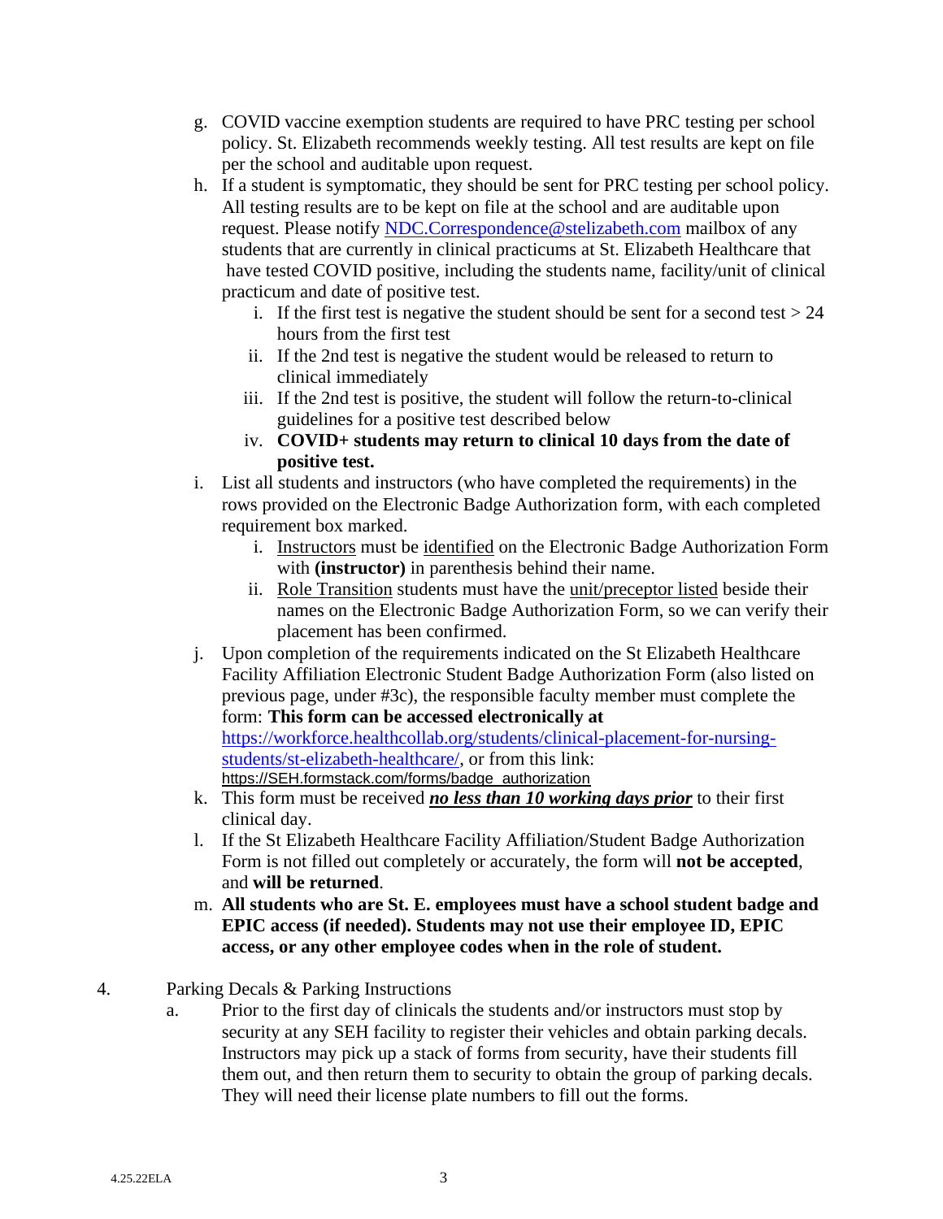g. COVID vaccine exemption students are required to have PRC testing per school policy. St. Elizabeth recommends weekly testing. All test results are kept on file per the school and auditable upon request.

h. If a student is symptomatic, they should be sent for PRC testing per school policy. All testing results are to be kept on file at the school and are auditable upon request. Please notify [NDC.Correspondence@stelizabeth.com](mailto:NDC.Correspondence@stelizabeth.com) mailbox of any students that are currently in clinical practicums at St. Elizabeth Healthcare that have tested COVID positive, including the students name, facility/unit of clinical practicum and date of positive test.

   i. If the first test is negative the student should be sent for a second test > 24 hours from the first test

   ii. If the 2nd test is negative the student would be released to return to clinical immediately

   iii. If the 2nd test is positive, the student will follow the return-to-clinical guidelines for a positive test described below

   iv. **COVID+ students may return to clinical 10 days from the date of positive test.**

i. List all students and instructors (who have completed the requirements) in the rows provided on the Electronic Badge Authorization form, with each completed requirement box marked.

   i. Instructors must be identified on the Electronic Badge Authorization Form with **(instructor)** in parenthesis behind their name.

   ii. Role Transition students must have the unit/preceptor listed beside their names on the Electronic Badge Authorization Form, so we can verify their placement has been confirmed.

j. Upon completion of the requirements indicated on the St Elizabeth Healthcare Facility Affiliation Electronic Student Badge Authorization Form (also listed on previous page, under #3c), the responsible faculty member must complete the form: **This form can be accessed electronically at** [https://workforce.healthcollab.org/students/clinical-placement-for-nursing-students/st-elizabeth-healthcare/](https://workforce.healthcollab.org/students/clinical-placement-for-nursing-students/st-elizabeth-healthcare/), or from this link: https://SEH.formstack.com/forms/badge_authorization

k. This form must be received ***no less than 10 working days prior*** to their first clinical day.

l. If the St Elizabeth Healthcare Facility Affiliation/Student Badge Authorization Form is not filled out completely or accurately, the form will **not be accepted**, and **will be returned**.

m. **All students who are St. E. employees must have a school student badge and EPIC access (if needed). Students may not use their employee ID, EPIC access, or any other employee codes when in the role of student.**

4. Parking Decals & Parking Instructions

   a. Prior to the first day of clinicals the students and/or instructors must stop by security at any SEH facility to register their vehicles and obtain parking decals. Instructors may pick up a stack of forms from security, have their students fill them out, and then return them to security to obtain the group of parking decals. They will need their license plate numbers to fill out the forms.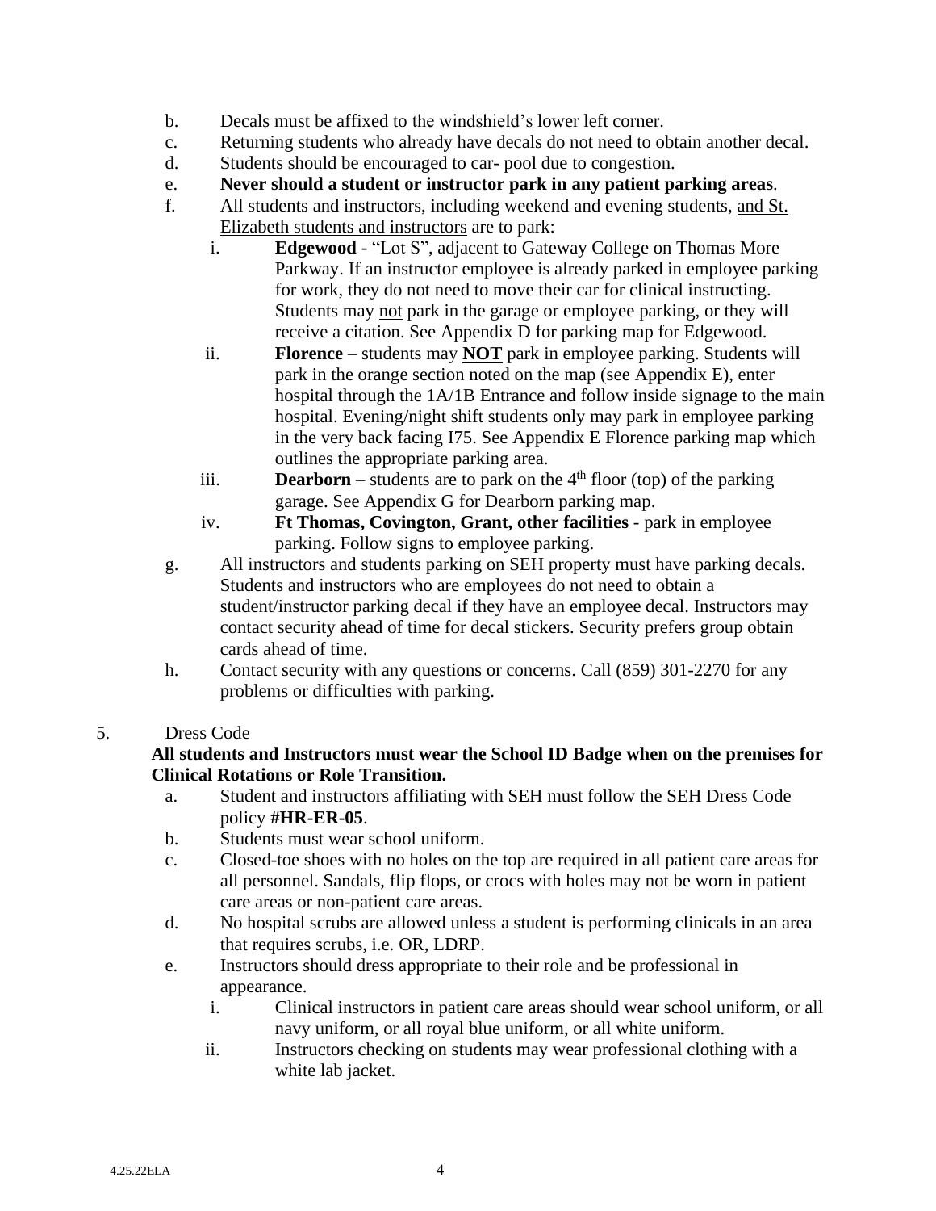b. Decals must be affixed to the windshield's lower left corner.
c. Returning students who already have decals do not need to obtain another decal.
d. Students should be encouraged to car- pool due to congestion.
e. **Never should a student or instructor park in any patient parking areas**.
f. All students and instructors, including weekend and evening students, and St. Elizabeth students and instructors are to park:
    i. **Edgewood** - "Lot S", adjacent to Gateway College on Thomas More Parkway. If an instructor employee is already parked in employee parking for work, they do not need to move their car for clinical instructing. Students may not park in the garage or employee parking, or they will receive a citation. See Appendix D for parking map for Edgewood.
    ii. **Florence** – students may **NOT** park in employee parking. Students will park in the orange section noted on the map (see Appendix E), enter hospital through the 1A/1B Entrance and follow inside signage to the main hospital. Evening/night shift students only may park in employee parking in the very back facing I75. See Appendix E Florence parking map which outlines the appropriate parking area.
    iii. **Dearborn** – students are to park on the 4th floor (top) of the parking garage. See Appendix G for Dearborn parking map.
    iv. **Ft Thomas, Covington, Grant, other facilities** - park in employee parking. Follow signs to employee parking.
g. All instructors and students parking on SEH property must have parking decals. Students and instructors who are employees do not need to obtain a student/instructor parking decal if they have an employee decal. Instructors may contact security ahead of time for decal stickers. Security prefers group obtain cards ahead of time.
h. Contact security with any questions or concerns. Call (859) 301-2270 for any problems or difficulties with parking.

5. Dress Code

**All students and Instructors must wear the School ID Badge when on the premises for Clinical Rotations or Role Transition.**

a. Student and instructors affiliating with SEH must follow the SEH Dress Code policy **#HR-ER-05**.
b. Students must wear school uniform.
c. Closed-toe shoes with no holes on the top are required in all patient care areas for all personnel. Sandals, flip flops, or crocs with holes may not be worn in patient care areas or non-patient care areas.
d. No hospital scrubs are allowed unless a student is performing clinicals in an area that requires scrubs, i.e. OR, LDRP.
e. Instructors should dress appropriate to their role and be professional in appearance.
    i. Clinical instructors in patient care areas should wear school uniform, or all navy uniform, or all royal blue uniform, or all white uniform.
    ii. Instructors checking on students may wear professional clothing with a white lab jacket.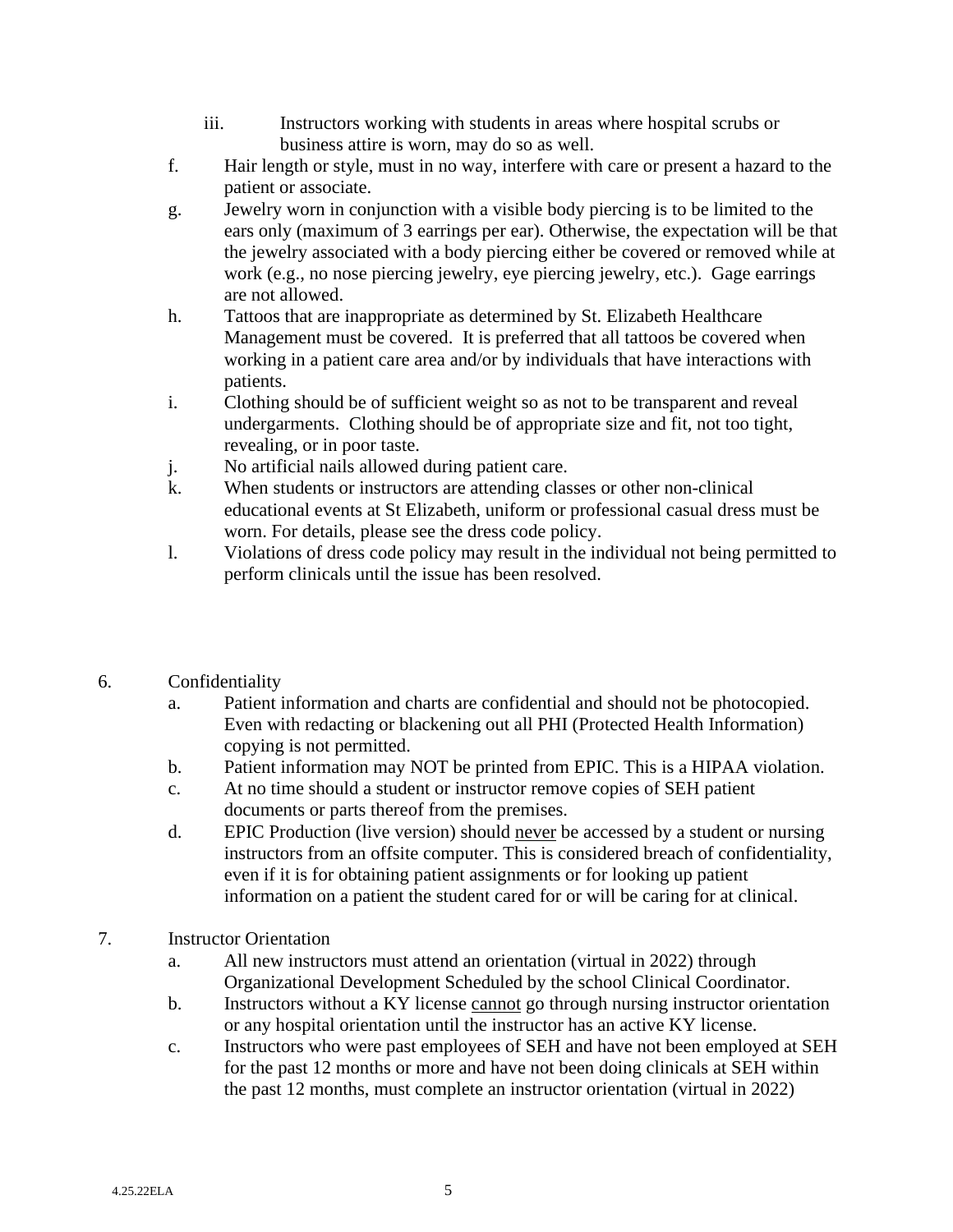iii. Instructors working with students in areas where hospital scrubs or business attire is worn, may do so as well.

f. Hair length or style, must in no way, interfere with care or present a hazard to the patient or associate.

g. Jewelry worn in conjunction with a visible body piercing is to be limited to the ears only (maximum of 3 earrings per ear). Otherwise, the expectation will be that the jewelry associated with a body piercing either be covered or removed while at work (e.g., no nose piercing jewelry, eye piercing jewelry, etc.). Gage earrings are not allowed.

h. Tattoos that are inappropriate as determined by St. Elizabeth Healthcare Management must be covered. It is preferred that all tattoos be covered when working in a patient care area and/or by individuals that have interactions with patients.

i. Clothing should be of sufficient weight so as not to be transparent and reveal undergarments. Clothing should be of appropriate size and fit, not too tight, revealing, or in poor taste.

j. No artificial nails allowed during patient care.

k. When students or instructors are attending classes or other non-clinical educational events at St Elizabeth, uniform or professional casual dress must be worn. For details, please see the dress code policy.

l. Violations of dress code policy may result in the individual not being permitted to perform clinicals until the issue has been resolved.

6. Confidentiality

a. Patient information and charts are confidential and should not be photocopied. Even with redacting or blackening out all PHI (Protected Health Information) copying is not permitted.

b. Patient information may NOT be printed from EPIC. This is a HIPAA violation.

c. At no time should a student or instructor remove copies of SEH patient documents or parts thereof from the premises.

d. EPIC Production (live version) should <u>never</u> be accessed by a student or nursing instructors from an offsite computer. This is considered breach of confidentiality, even if it is for obtaining patient assignments or for looking up patient information on a patient the student cared for or will be caring for at clinical.

7. Instructor Orientation

a. All new instructors must attend an orientation (virtual in 2022) through Organizational Development Scheduled by the school Clinical Coordinator.

b. Instructors without a KY license <u>cannot</u> go through nursing instructor orientation or any hospital orientation until the instructor has an active KY license.

c. Instructors who were past employees of SEH and have not been employed at SEH for the past 12 months or more and have not been doing clinicals at SEH within the past 12 months, must complete an instructor orientation (virtual in 2022)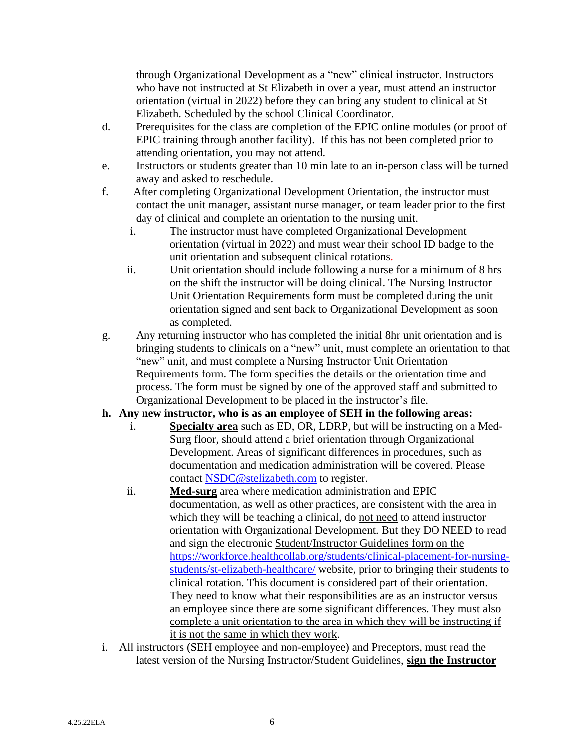through Organizational Development as a "new" clinical instructor. Instructors who have not instructed at St Elizabeth in over a year, must attend an instructor orientation (virtual in 2022) before they can bring any student to clinical at St Elizabeth. Scheduled by the school Clinical Coordinator.

d. Prerequisites for the class are completion of the EPIC online modules (or proof of EPIC training through another facility). If this has not been completed prior to attending orientation, you may not attend.

e. Instructors or students greater than 10 min late to an in-person class will be turned away and asked to reschedule.

f. After completing Organizational Development Orientation, the instructor must contact the unit manager, assistant nurse manager, or team leader prior to the first day of clinical and complete an orientation to the nursing unit.

   i. The instructor must have completed Organizational Development orientation (virtual in 2022) and must wear their school ID badge to the unit orientation and subsequent clinical rotations.

   ii. Unit orientation should include following a nurse for a minimum of 8 hrs on the shift the instructor will be doing clinical. The Nursing Instructor Unit Orientation Requirements form must be completed during the unit orientation signed and sent back to Organizational Development as soon as completed.

g. Any returning instructor who has completed the initial 8hr unit orientation and is bringing students to clinicals on a "new" unit, must complete an orientation to that "new" unit, and must complete a Nursing Instructor Unit Orientation Requirements form. The form specifies the details or the orientation time and process. The form must be signed by one of the approved staff and submitted to Organizational Development to be placed in the instructor's file.

**h. Any new instructor, who is as an employee of SEH in the following areas:**

   i. **<u>Specialty area</u>** such as ED, OR, LDRP, but will be instructing on a Med-Surg floor, should attend a brief orientation through Organizational Development. Areas of significant differences in procedures, such as documentation and medication administration will be covered. Please contact NSDC@stelizabeth.com to register.

   ii. **<u>Med-surg</u>** area where medication administration and EPIC documentation, as well as other practices, are consistent with the area in which they will be teaching a clinical, do <u>not need</u> to attend instructor orientation with Organizational Development. But they DO NEED to read and sign the electronic <u>Student/Instructor Guidelines form on the</u> https://workforce.healthcollab.org/students/clinical-placement-for-nursing-students/st-elizabeth-healthcare/ website, prior to bringing their students to clinical rotation. This document is considered part of their orientation. They need to know what their responsibilities are as an instructor versus an employee since there are some significant differences. <u>They must also complete a unit orientation to the area in which they will be instructing if it is not the same in which they work</u>.

i. All instructors (SEH employee and non-employee) and Preceptors, must read the latest version of the Nursing Instructor/Student Guidelines, **<u>sign the Instructor</u>**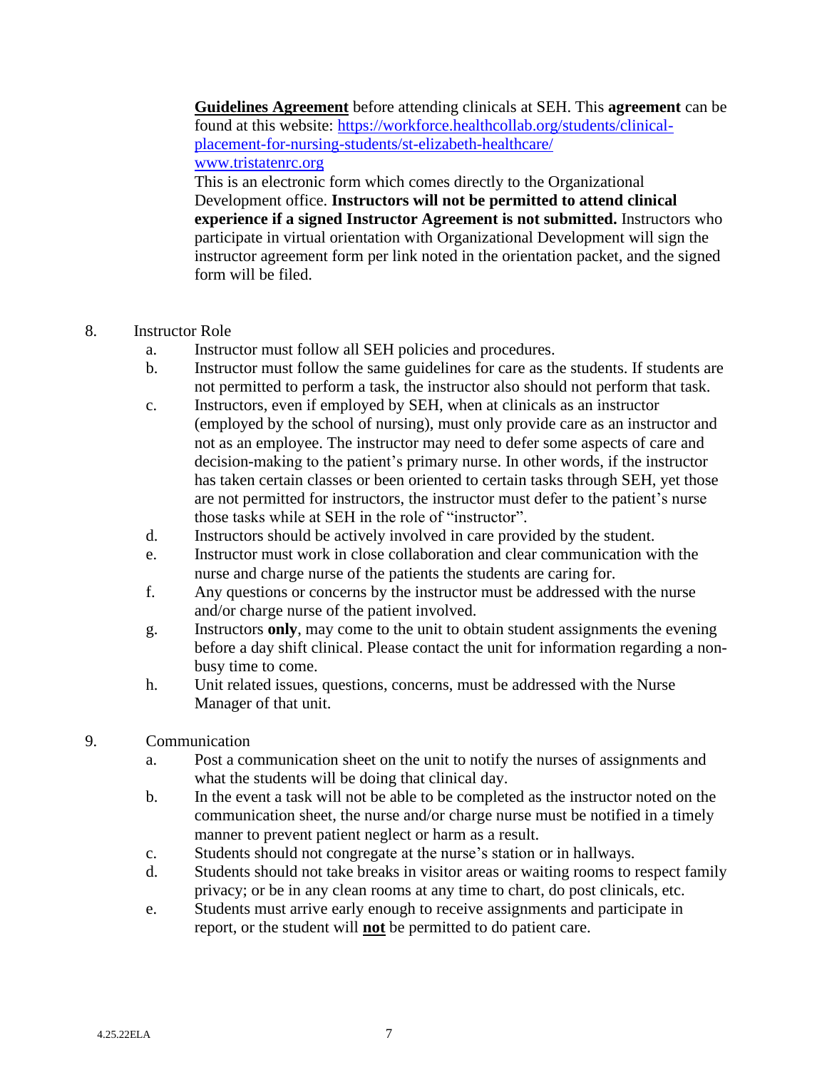**<u>Guidelines Agreement</u>** before attending clinicals at SEH. This **agreement** can be found at this website: [https://workforce.healthcollab.org/students/clinical-placement-for-nursing-students/st-elizabeth-healthcare/](https://workforce.healthcollab.org/students/clinical-placement-for-nursing-students/st-elizabeth-healthcare/) [www.tristatenrc.org](http://www.tristatenrc.org)
This is an electronic form which comes directly to the Organizational Development office. **Instructors will not be permitted to attend clinical experience if a signed Instructor Agreement is not submitted.** Instructors who participate in virtual orientation with Organizational Development will sign the instructor agreement form per link noted in the orientation packet, and the signed form will be filed.

8. Instructor Role
   a. Instructor must follow all SEH policies and procedures.
   b. Instructor must follow the same guidelines for care as the students. If students are not permitted to perform a task, the instructor also should not perform that task.
   c. Instructors, even if employed by SEH, when at clinicals as an instructor (employed by the school of nursing), must only provide care as an instructor and not as an employee. The instructor may need to defer some aspects of care and decision-making to the patient's primary nurse. In other words, if the instructor has taken certain classes or been oriented to certain tasks through SEH, yet those are not permitted for instructors, the instructor must defer to the patient's nurse those tasks while at SEH in the role of "instructor".
   d. Instructors should be actively involved in care provided by the student.
   e. Instructor must work in close collaboration and clear communication with the nurse and charge nurse of the patients the students are caring for.
   f. Any questions or concerns by the instructor must be addressed with the nurse and/or charge nurse of the patient involved.
   g. Instructors **only**, may come to the unit to obtain student assignments the evening before a day shift clinical. Please contact the unit for information regarding a non-busy time to come.
   h. Unit related issues, questions, concerns, must be addressed with the Nurse Manager of that unit.

9. Communication
   a. Post a communication sheet on the unit to notify the nurses of assignments and what the students will be doing that clinical day.
   b. In the event a task will not be able to be completed as the instructor noted on the communication sheet, the nurse and/or charge nurse must be notified in a timely manner to prevent patient neglect or harm as a result.
   c. Students should not congregate at the nurse's station or in hallways.
   d. Students should not take breaks in visitor areas or waiting rooms to respect family privacy; or be in any clean rooms at any time to chart, do post clinicals, etc.
   e. Students must arrive early enough to receive assignments and participate in report, or the student will **<u>not</u>** be permitted to do patient care.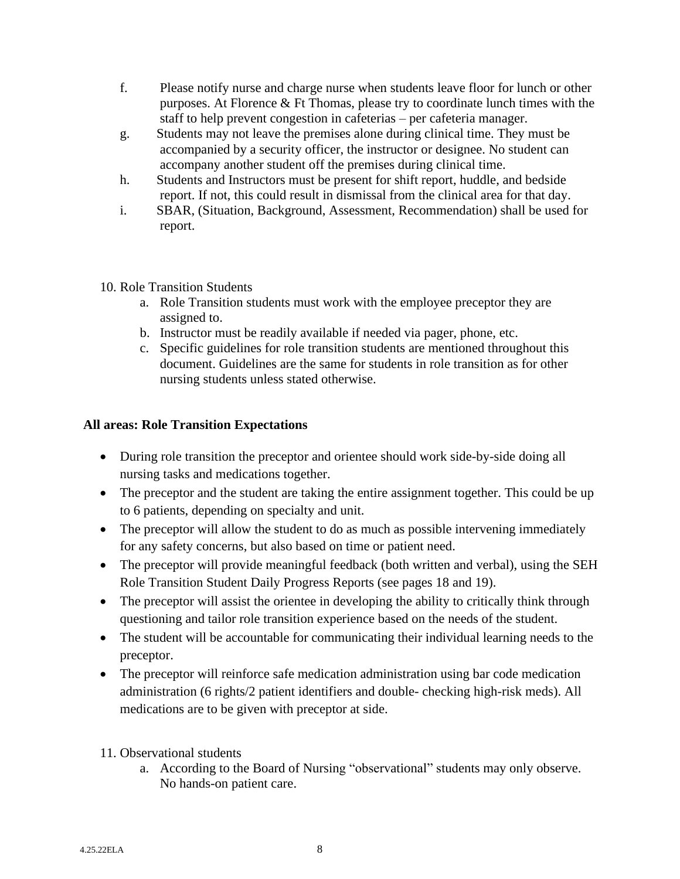f. Please notify nurse and charge nurse when students leave floor for lunch or other purposes. At Florence & Ft Thomas, please try to coordinate lunch times with the staff to help prevent congestion in cafeterias – per cafeteria manager.

g. Students may not leave the premises alone during clinical time. They must be accompanied by a security officer, the instructor or designee. No student can accompany another student off the premises during clinical time.

h. Students and Instructors must be present for shift report, huddle, and bedside report. If not, this could result in dismissal from the clinical area for that day.

i. SBAR, (Situation, Background, Assessment, Recommendation) shall be used for report.

10. Role Transition Students
    a. Role Transition students must work with the employee preceptor they are assigned to.
    b. Instructor must be readily available if needed via pager, phone, etc.
    c. Specific guidelines for role transition students are mentioned throughout this document. Guidelines are the same for students in role transition as for other nursing students unless stated otherwise.

**All areas: Role Transition Expectations**

- During role transition the preceptor and orientee should work side-by-side doing all nursing tasks and medications together.
- The preceptor and the student are taking the entire assignment together. This could be up to 6 patients, depending on specialty and unit.
- The preceptor will allow the student to do as much as possible intervening immediately for any safety concerns, but also based on time or patient need.
- The preceptor will provide meaningful feedback (both written and verbal), using the SEH Role Transition Student Daily Progress Reports (see pages 18 and 19).
- The preceptor will assist the orientee in developing the ability to critically think through questioning and tailor role transition experience based on the needs of the student.
- The student will be accountable for communicating their individual learning needs to the preceptor.
- The preceptor will reinforce safe medication administration using bar code medication administration (6 rights/2 patient identifiers and double- checking high-risk meds). All medications are to be given with preceptor at side.

11. Observational students
    a. According to the Board of Nursing "observational" students may only observe. No hands-on patient care.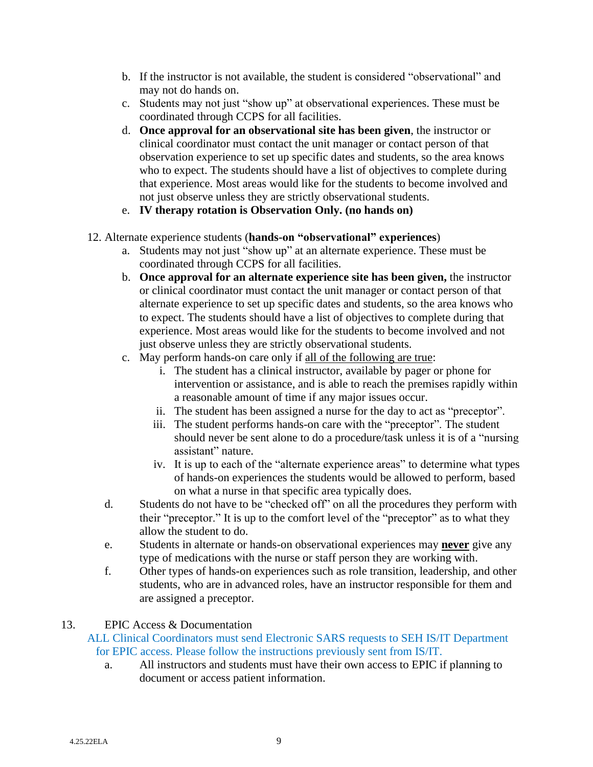b. If the instructor is not available, the student is considered "observational" and may not do hands on.
c. Students may not just "show up" at observational experiences. These must be coordinated through CCPS for all facilities.
d. **Once approval for an observational site has been given**, the instructor or clinical coordinator must contact the unit manager or contact person of that observation experience to set up specific dates and students, so the area knows who to expect. The students should have a list of objectives to complete during that experience. Most areas would like for the students to become involved and not just observe unless they are strictly observational students.
e. **IV therapy rotation is Observation Only. (no hands on)**

12. Alternate experience students (**hands-on "observational" experiences**)
    a. Students may not just "show up" at an alternate experience. These must be coordinated through CCPS for all facilities.
    b. **Once approval for an alternate experience site has been given,** the instructor or clinical coordinator must contact the unit manager or contact person of that alternate experience to set up specific dates and students, so the area knows who to expect. The students should have a list of objectives to complete during that experience. Most areas would like for the students to become involved and not just observe unless they are strictly observational students.
    c. May perform hands-on care only if <u>all of the following are true</u>:
        i. The student has a clinical instructor, available by pager or phone for intervention or assistance, and is able to reach the premises rapidly within a reasonable amount of time if any major issues occur.
        ii. The student has been assigned a nurse for the day to act as "preceptor".
        iii. The student performs hands-on care with the "preceptor". The student should never be sent alone to do a procedure/task unless it is of a "nursing assistant" nature.
        iv. It is up to each of the "alternate experience areas" to determine what types of hands-on experiences the students would be allowed to perform, based on what a nurse in that specific area typically does.
    d. Students do not have to be "checked off" on all the procedures they perform with their "preceptor." It is up to the comfort level of the "preceptor" as to what they allow the student to do.
    e. Students in alternate or hands-on observational experiences may <u>**never**</u> give any type of medications with the nurse or staff person they are working with.
    f. Other types of hands-on experiences such as role transition, leadership, and other students, who are in advanced roles, have an instructor responsible for them and are assigned a preceptor.

13. EPIC Access & Documentation

    ALL Clinical Coordinators must send Electronic SARS requests to SEH IS/IT Department for EPIC access. Please follow the instructions previously sent from IS/IT.

    a. All instructors and students must have their own access to EPIC if planning to document or access patient information.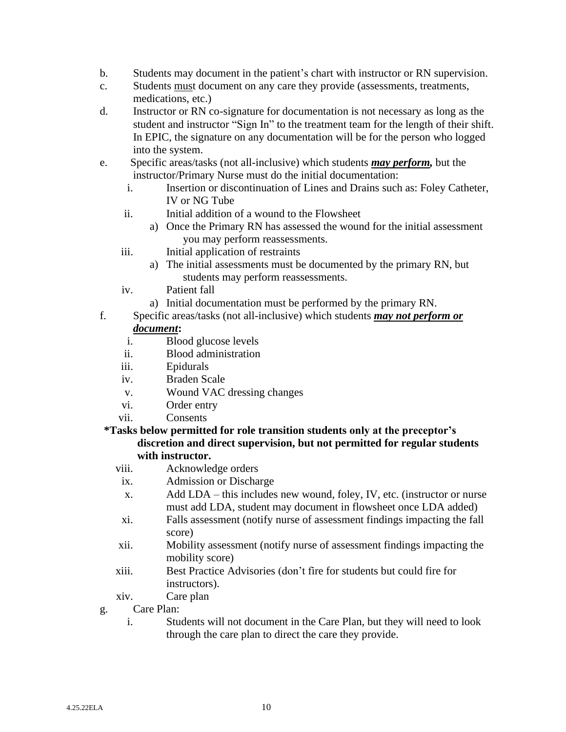b. Students may document in the patient's chart with instructor or RN supervision.

c. Students <u>mus</u>t document on any care they provide (assessments, treatments, medications, etc.)

d. Instructor or RN co-signature for documentation is not necessary as long as the student and instructor "Sign In" to the treatment team for the length of their shift. In EPIC, the signature on any documentation will be for the person who logged into the system.

e. Specific areas/tasks (not all-inclusive) which students ***<u>may perform</u>,*** but the instructor/Primary Nurse must do the initial documentation:

   i. Insertion or discontinuation of Lines and Drains such as: Foley Catheter, IV or NG Tube

   ii. Initial addition of a wound to the Flowsheet
      a) Once the Primary RN has assessed the wound for the initial assessment you may perform reassessments.

   iii. Initial application of restraints
      a) The initial assessments must be documented by the primary RN, but students may perform reassessments.

   iv. Patient fall
      a) Initial documentation must be performed by the primary RN.

f. Specific areas/tasks (not all-inclusive) which students ***<u>may not perform or document</u>*****:**

   i. Blood glucose levels

   ii. Blood administration

   iii. Epidurals

   iv. Braden Scale

   v. Wound VAC dressing changes

   vi. Order entry

   vii. Consents

**\*Tasks below permitted for role transition students only at the preceptor's discretion and direct supervision, but not permitted for regular students with instructor.**

   viii. Acknowledge orders

   ix. Admission or Discharge

   x. Add LDA – this includes new wound, foley, IV, etc. (instructor or nurse must add LDA, student may document in flowsheet once LDA added)

   xi. Falls assessment (notify nurse of assessment findings impacting the fall score)

   xii. Mobility assessment (notify nurse of assessment findings impacting the mobility score)

   xiii. Best Practice Advisories (don't fire for students but could fire for instructors).

   xiv. Care plan

g. Care Plan:

   i. Students will not document in the Care Plan, but they will need to look through the care plan to direct the care they provide.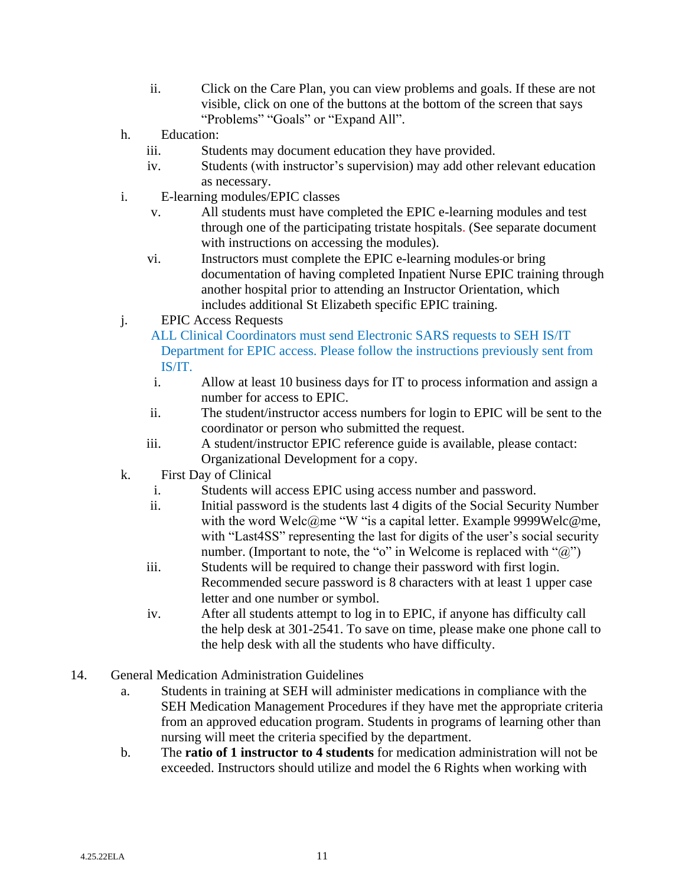ii. Click on the Care Plan, you can view problems and goals. If these are not visible, click on one of the buttons at the bottom of the screen that says "Problems" "Goals" or "Expand All".

h. Education:

iii. Students may document education they have provided.

iv. Students (with instructor's supervision) may add other relevant education as necessary.

i. E-learning modules/EPIC classes

v. All students must have completed the EPIC e-learning modules and test through one of the participating tristate hospitals. (See separate document with instructions on accessing the modules).

vi. Instructors must complete the EPIC e-learning modules or bring documentation of having completed Inpatient Nurse EPIC training through another hospital prior to attending an Instructor Orientation, which includes additional St Elizabeth specific EPIC training.

j. EPIC Access Requests

ALL Clinical Coordinators must send Electronic SARS requests to SEH IS/IT Department for EPIC access. Please follow the instructions previously sent from IS/IT.

i. Allow at least 10 business days for IT to process information and assign a number for access to EPIC.

ii. The student/instructor access numbers for login to EPIC will be sent to the coordinator or person who submitted the request.

iii. A student/instructor EPIC reference guide is available, please contact: Organizational Development for a copy.

k. First Day of Clinical

i. Students will access EPIC using access number and password.

ii. Initial password is the students last 4 digits of the Social Security Number with the word Welc@me "W "is a capital letter. Example 9999Welc@me, with "Last4SS" representing the last for digits of the user's social security number. (Important to note, the "o" in Welcome is replaced with "@")

iii. Students will be required to change their password with first login. Recommended secure password is 8 characters with at least 1 upper case letter and one number or symbol.

iv. After all students attempt to log in to EPIC, if anyone has difficulty call the help desk at 301-2541. To save on time, please make one phone call to the help desk with all the students who have difficulty.

14. General Medication Administration Guidelines

a. Students in training at SEH will administer medications in compliance with the SEH Medication Management Procedures if they have met the appropriate criteria from an approved education program. Students in programs of learning other than nursing will meet the criteria specified by the department.

b. The **ratio of 1 instructor to 4 students** for medication administration will not be exceeded. Instructors should utilize and model the 6 Rights when working with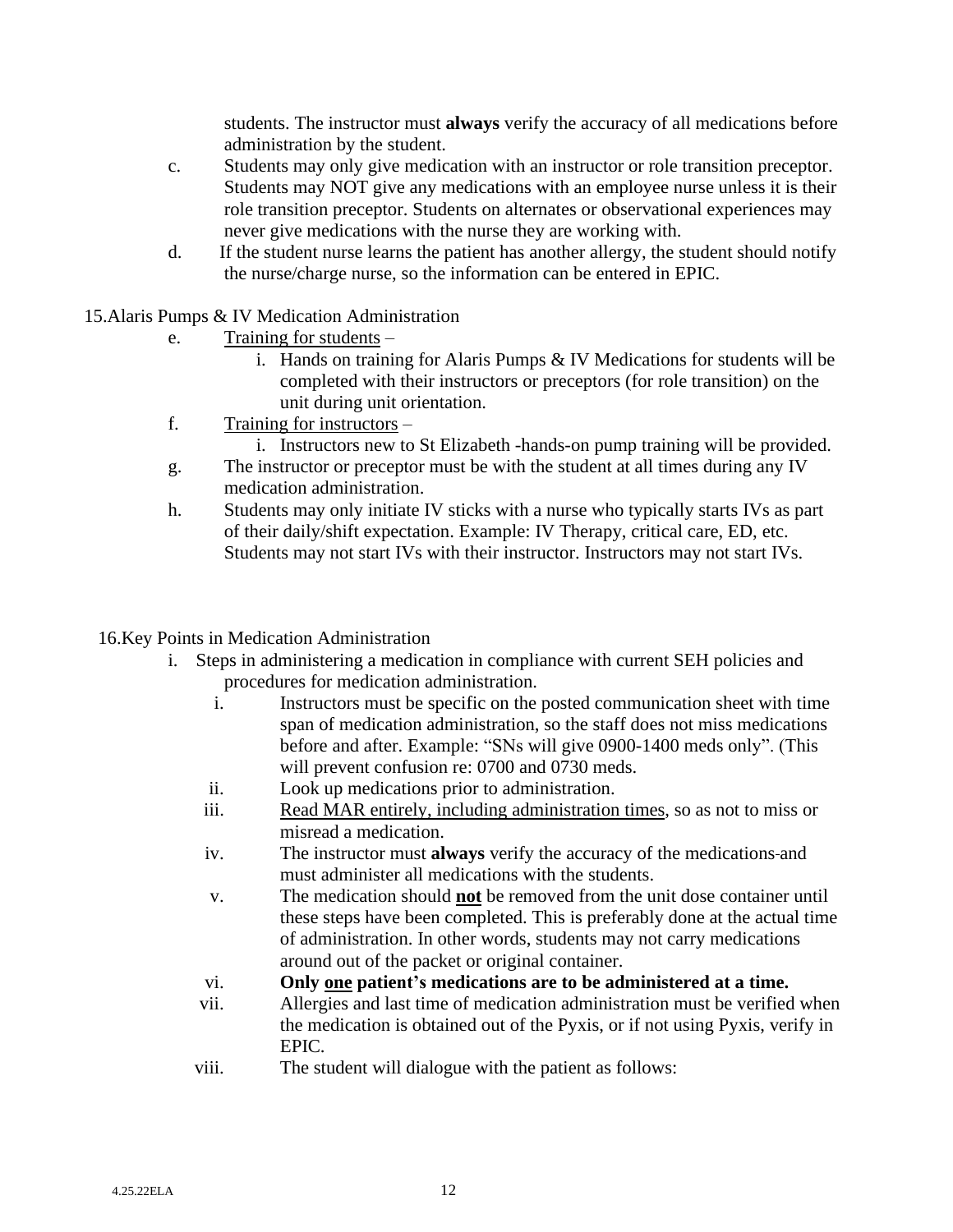students. The instructor must **always** verify the accuracy of all medications before administration by the student.

c. Students may only give medication with an instructor or role transition preceptor. Students may NOT give any medications with an employee nurse unless it is their role transition preceptor. Students on alternates or observational experiences may never give medications with the nurse they are working with.

d. If the student nurse learns the patient has another allergy, the student should notify the nurse/charge nurse, so the information can be entered in EPIC.

15. Alaris Pumps & IV Medication Administration

e. <u>Training for students</u> –
   i. Hands on training for Alaris Pumps & IV Medications for students will be completed with their instructors or preceptors (for role transition) on the unit during unit orientation.

f. <u>Training for instructors</u> –
   i. Instructors new to St Elizabeth -hands-on pump training will be provided.

g. The instructor or preceptor must be with the student at all times during any IV medication administration.

h. Students may only initiate IV sticks with a nurse who typically starts IVs as part of their daily/shift expectation. Example: IV Therapy, critical care, ED, etc. Students may not start IVs with their instructor. Instructors may not start IVs.

16. Key Points in Medication Administration

i. Steps in administering a medication in compliance with current SEH policies and procedures for medication administration.
   i. Instructors must be specific on the posted communication sheet with time span of medication administration, so the staff does not miss medications before and after. Example: "SNs will give 0900-1400 meds only". (This will prevent confusion re: 0700 and 0730 meds.
   ii. Look up medications prior to administration.
   iii. <u>Read MAR entirely, including administration times</u>, so as not to miss or misread a medication.
   iv. The instructor must **always** verify the accuracy of the medications and must administer all medications with the students.
   v. The medication should **<u>not</u>** be removed from the unit dose container until these steps have been completed. This is preferably done at the actual time of administration. In other words, students may not carry medications around out of the packet or original container.
   vi. **Only <u>one</u> patient's medications are to be administered at a time.**
   vii. Allergies and last time of medication administration must be verified when the medication is obtained out of the Pyxis, or if not using Pyxis, verify in EPIC.
   viii. The student will dialogue with the patient as follows: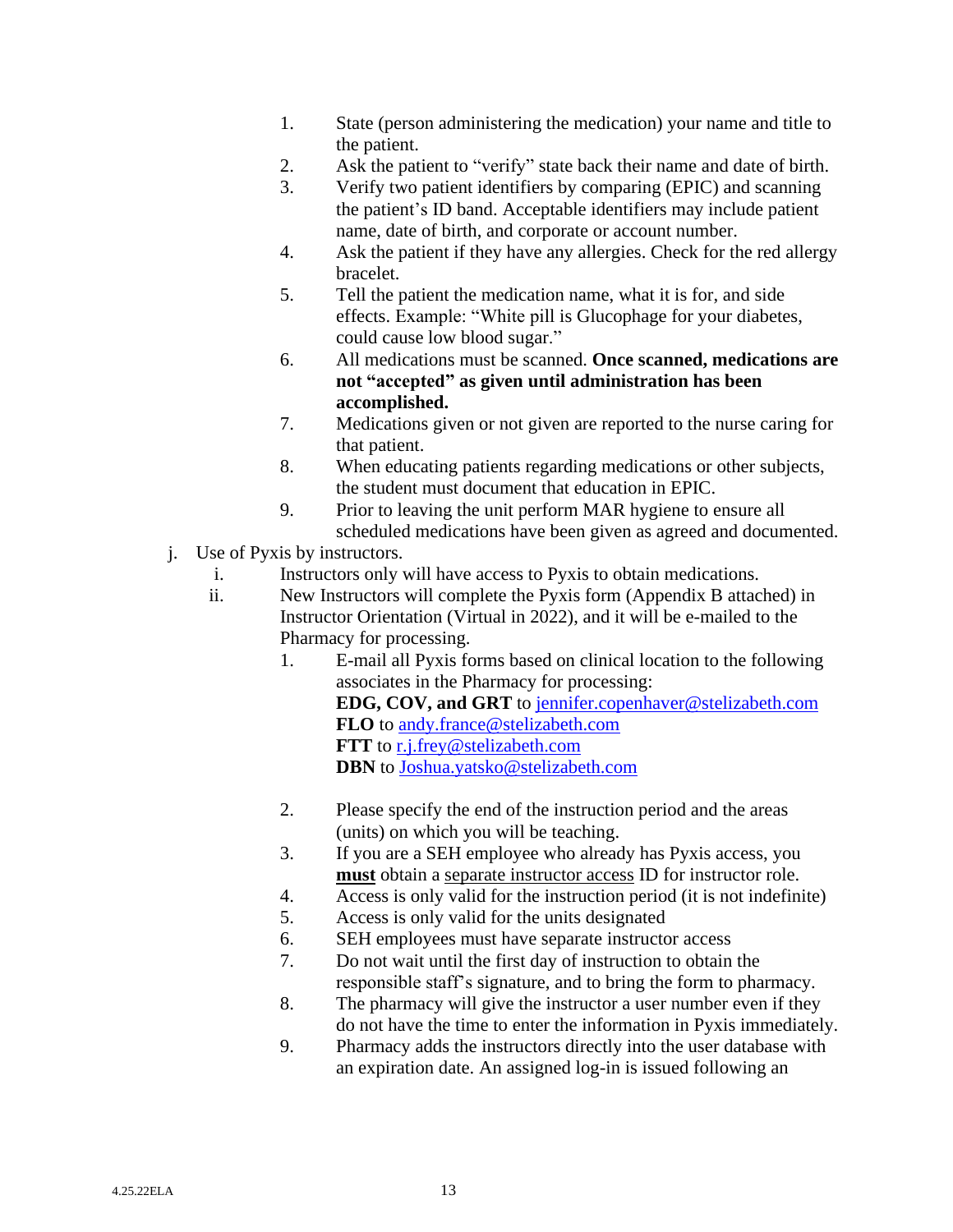1. State (person administering the medication) your name and title to the patient.
2. Ask the patient to "verify" state back their name and date of birth.
3. Verify two patient identifiers by comparing (EPIC) and scanning the patient's ID band. Acceptable identifiers may include patient name, date of birth, and corporate or account number.
4. Ask the patient if they have any allergies. Check for the red allergy bracelet.
5. Tell the patient the medication name, what it is for, and side effects. Example: "White pill is Glucophage for your diabetes, could cause low blood sugar."
6. All medications must be scanned. **Once scanned, medications are not "accepted" as given until administration has been accomplished.**
7. Medications given or not given are reported to the nurse caring for that patient.
8. When educating patients regarding medications or other subjects, the student must document that education in EPIC.
9. Prior to leaving the unit perform MAR hygiene to ensure all scheduled medications have been given as agreed and documented.

j. Use of Pyxis by instructors.

   i. Instructors only will have access to Pyxis to obtain medications.

   ii. New Instructors will complete the Pyxis form (Appendix B attached) in Instructor Orientation (Virtual in 2022), and it will be e-mailed to the Pharmacy for processing.

   1. E-mail all Pyxis forms based on clinical location to the following associates in the Pharmacy for processing:
      **EDG, COV, and GRT** to jennifer.copenhaver@stelizabeth.com
      **FLO** to andy.france@stelizabeth.com
      **FTT** to r.j.frey@stelizabeth.com
      **DBN** to Joshua.yatsko@stelizabeth.com
   2. Please specify the end of the instruction period and the areas (units) on which you will be teaching.
   3. If you are a SEH employee who already has Pyxis access, you **must** obtain a separate instructor access ID for instructor role.
   4. Access is only valid for the instruction period (it is not indefinite)
   5. Access is only valid for the units designated
   6. SEH employees must have separate instructor access
   7. Do not wait until the first day of instruction to obtain the responsible staff's signature, and to bring the form to pharmacy.
   8. The pharmacy will give the instructor a user number even if they do not have the time to enter the information in Pyxis immediately.
   9. Pharmacy adds the instructors directly into the user database with an expiration date. An assigned log-in is issued following an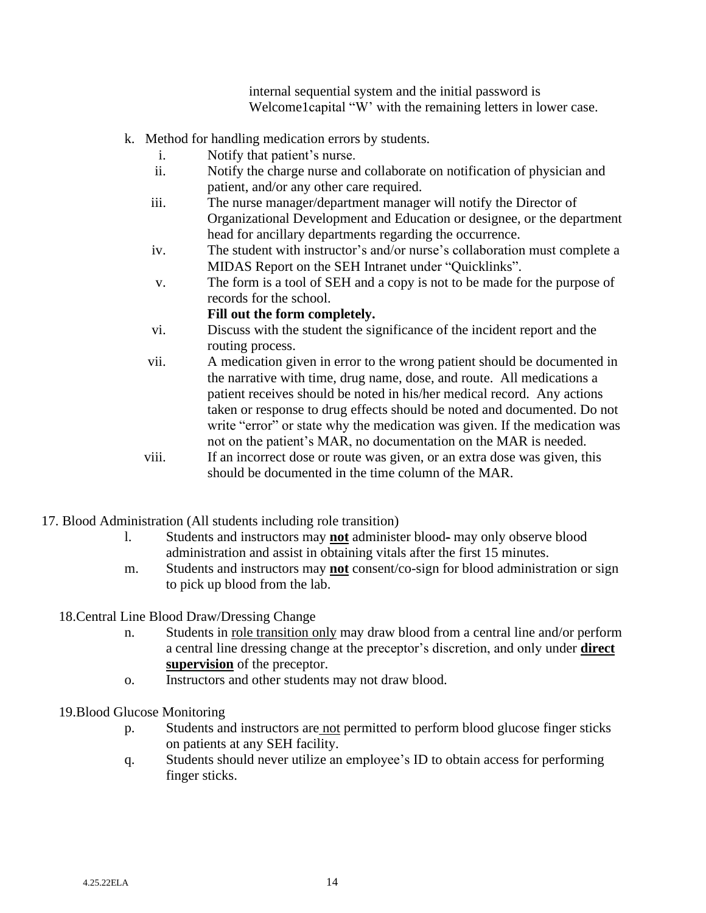internal sequential system and the initial password is Welcome1capital “W’ with the remaining letters in lower case.

k. Method for handling medication errors by students.

i. Notify that patient’s nurse.

ii. Notify the charge nurse and collaborate on notification of physician and patient, and/or any other care required.

iii. The nurse manager/department manager will notify the Director of Organizational Development and Education or designee, or the department head for ancillary departments regarding the occurrence.

iv. The student with instructor’s and/or nurse’s collaboration must complete a MIDAS Report on the SEH Intranet under “Quicklinks”.

v. The form is a tool of SEH and a copy is not to be made for the purpose of records for the school.
**Fill out the form completely.**

vi. Discuss with the student the significance of the incident report and the routing process.

vii. A medication given in error to the wrong patient should be documented in the narrative with time, drug name, dose, and route. All medications a patient receives should be noted in his/her medical record. Any actions taken or response to drug effects should be noted and documented. Do not write “error” or state why the medication was given. If the medication was not on the patient’s MAR, no documentation on the MAR is needed.

viii. If an incorrect dose or route was given, or an extra dose was given, this should be documented in the time column of the MAR.

17. Blood Administration (All students including role transition)

l. Students and instructors may <u>**not**</u> administer blood- may only observe blood administration and assist in obtaining vitals after the first 15 minutes.

m. Students and instructors may <u>**not**</u> consent/co-sign for blood administration or sign to pick up blood from the lab.

18. Central Line Blood Draw/Dressing Change

n. Students in <u>role transition only</u> may draw blood from a central line and/or perform a central line dressing change at the preceptor’s discretion, and only under <u>**direct supervision**</u> of the preceptor.

o. Instructors and other students may not draw blood.

19. Blood Glucose Monitoring

p. Students and instructors are <u>not</u> permitted to perform blood glucose finger sticks on patients at any SEH facility.

q. Students should never utilize an employee’s ID to obtain access for performing finger sticks.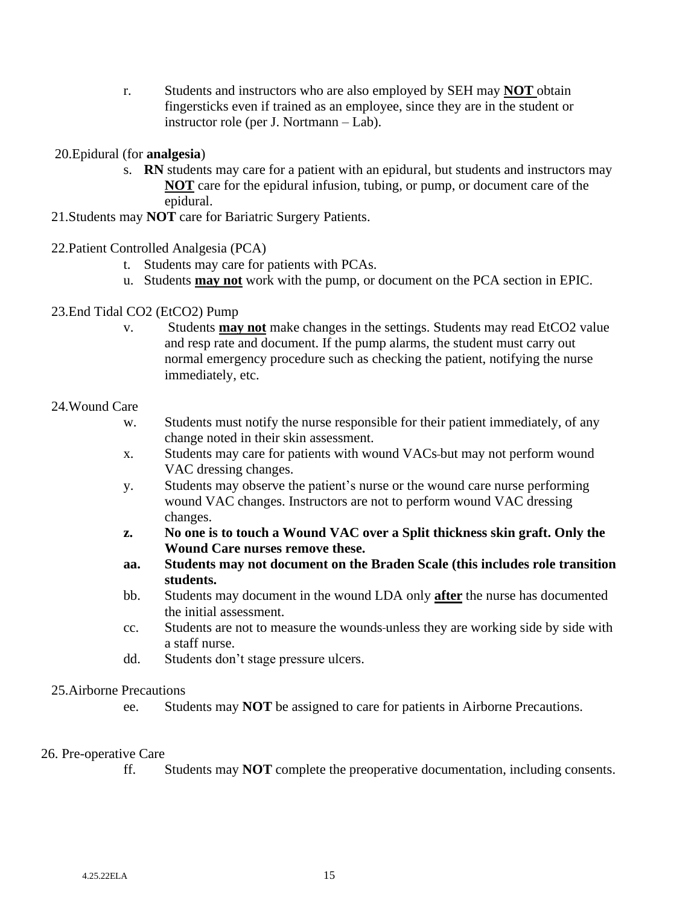r. Students and instructors who are also employed by SEH may **NOT** obtain fingersticks even if trained as an employee, since they are in the student or instructor role (per J. Nortmann – Lab).

20. Epidural (for **analgesia**)

    s. **RN** students may care for a patient with an epidural, but students and instructors may **NOT** care for the epidural infusion, tubing, or pump, or document care of the epidural.

21. Students may **NOT** care for Bariatric Surgery Patients.

22. Patient Controlled Analgesia (PCA)

    t. Students may care for patients with PCAs.

    u. Students **may not** work with the pump, or document on the PCA section in EPIC.

23. End Tidal CO2 (EtCO2) Pump

    v. Students **may not** make changes in the settings. Students may read EtCO2 value and resp rate and document. If the pump alarms, the student must carry out normal emergency procedure such as checking the patient, notifying the nurse immediately, etc.

24. Wound Care

    w. Students must notify the nurse responsible for their patient immediately, of any change noted in their skin assessment.

    x. Students may care for patients with wound VACs but may not perform wound VAC dressing changes.

    y. Students may observe the patient's nurse or the wound care nurse performing wound VAC changes. Instructors are not to perform wound VAC dressing changes.

    **z. No one is to touch a Wound VAC over a Split thickness skin graft. Only the Wound Care nurses remove these.**

    **aa. Students may not document on the Braden Scale (this includes role transition students.**

    bb. Students may document in the wound LDA only **after** the nurse has documented the initial assessment.

    cc. Students are not to measure the wounds unless they are working side by side with a staff nurse.

    dd. Students don't stage pressure ulcers.

25. Airborne Precautions

    ee. Students may **NOT** be assigned to care for patients in Airborne Precautions.

26. Pre-operative Care

    ff. Students may **NOT** complete the preoperative documentation, including consents.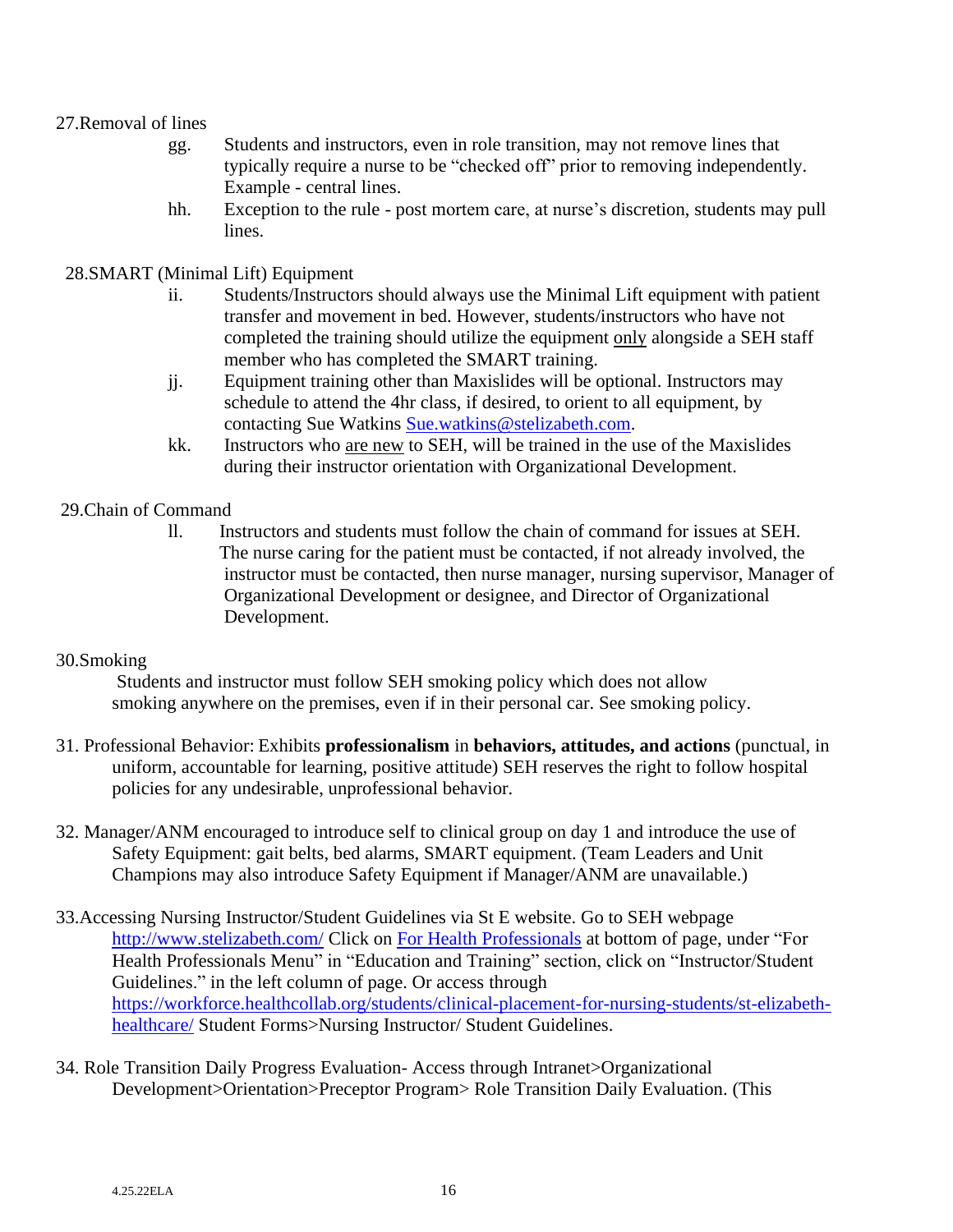27.Removal of lines

gg. Students and instructors, even in role transition, may not remove lines that typically require a nurse to be "checked off" prior to removing independently. Example - central lines.

hh. Exception to the rule - post mortem care, at nurse's discretion, students may pull lines.

28.SMART (Minimal Lift) Equipment

ii. Students/Instructors should always use the Minimal Lift equipment with patient transfer and movement in bed. However, students/instructors who have not completed the training should utilize the equipment <u>only</u> alongside a SEH staff member who has completed the SMART training.

jj. Equipment training other than Maxislides will be optional. Instructors may schedule to attend the 4hr class, if desired, to orient to all equipment, by contacting Sue Watkins [Sue.watkins@stelizabeth.com](mailto:Sue.watkins@stelizabeth.com).

kk. Instructors who <u>are new</u> to SEH, will be trained in the use of the Maxislides during their instructor orientation with Organizational Development.

29.Chain of Command

ll. Instructors and students must follow the chain of command for issues at SEH. The nurse caring for the patient must be contacted, if not already involved, the instructor must be contacted, then nurse manager, nursing supervisor, Manager of Organizational Development or designee, and Director of Organizational Development.

30.Smoking

Students and instructor must follow SEH smoking policy which does not allow smoking anywhere on the premises, even if in their personal car. See smoking policy.

31. Professional Behavior: Exhibits **professionalism** in **behaviors, attitudes, and actions** (punctual, in uniform, accountable for learning, positive attitude) SEH reserves the right to follow hospital policies for any undesirable, unprofessional behavior.

32. Manager/ANM encouraged to introduce self to clinical group on day 1 and introduce the use of Safety Equipment: gait belts, bed alarms, SMART equipment. (Team Leaders and Unit Champions may also introduce Safety Equipment if Manager/ANM are unavailable.)

33.Accessing Nursing Instructor/Student Guidelines via St E website. Go to SEH webpage [http://www.stelizabeth.com/](http://www.stelizabeth.com/) Click on For Health Professionals at bottom of page, under "For Health Professionals Menu" in "Education and Training" section, click on "Instructor/Student Guidelines." in the left column of page. Or access through [https://workforce.healthcollab.org/students/clinical-placement-for-nursing-students/st-elizabeth-healthcare/](https://workforce.healthcollab.org/students/clinical-placement-for-nursing-students/st-elizabeth-healthcare/) Student Forms>Nursing Instructor/ Student Guidelines.

34. Role Transition Daily Progress Evaluation- Access through Intranet>Organizational Development>Orientation>Preceptor Program> Role Transition Daily Evaluation. (This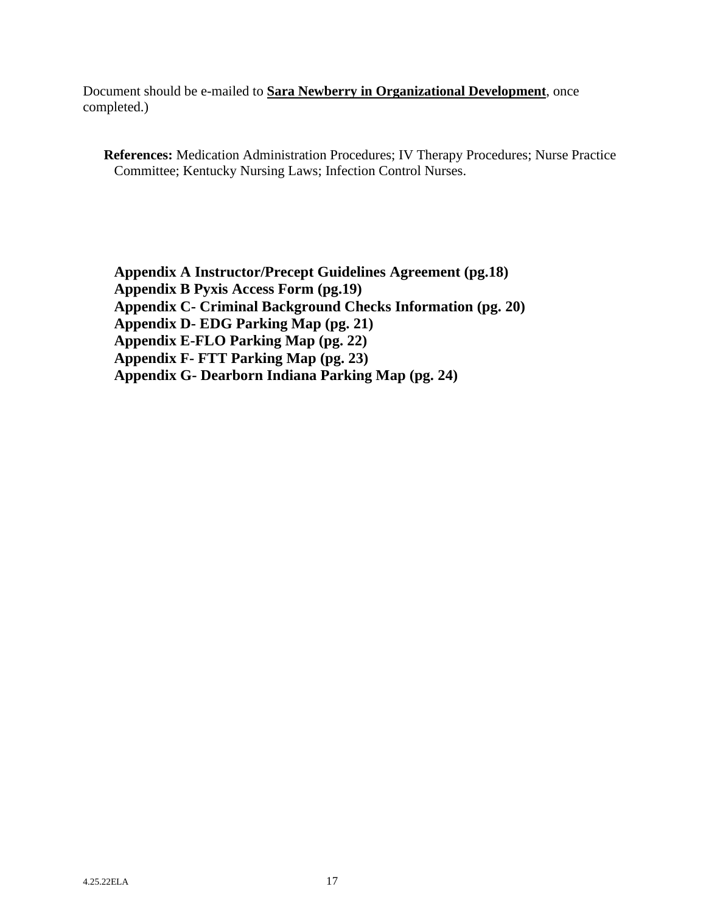Document should be e-mailed to **Sara Newberry in Organizational Development**, once completed.)

**References:** Medication Administration Procedures; IV Therapy Procedures; Nurse Practice Committee; Kentucky Nursing Laws; Infection Control Nurses.

**Appendix A Instructor/Precept Guidelines Agreement (pg.18)**
**Appendix B Pyxis Access Form (pg.19)**
**Appendix C- Criminal Background Checks Information (pg. 20)**
**Appendix D- EDG Parking Map (pg. 21)**
**Appendix E-FLO Parking Map (pg. 22)**
**Appendix F- FTT Parking Map (pg. 23)**
**Appendix G- Dearborn Indiana Parking Map (pg. 24)**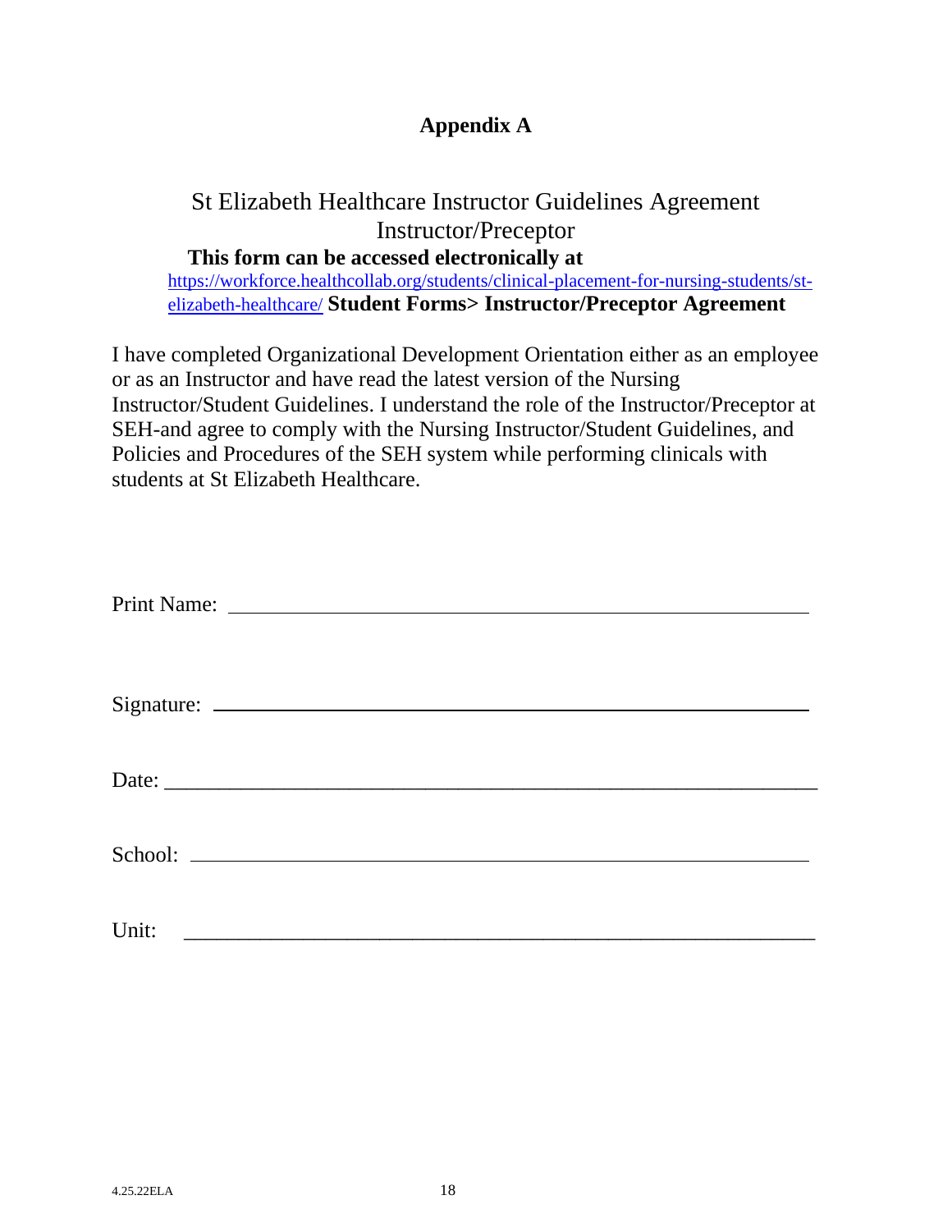# Appendix A

## St Elizabeth Healthcare Instructor Guidelines Agreement Instructor/Preceptor

**This form can be accessed electronically at**
https://workforce.healthcollab.org/students/clinical-placement-for-nursing-students/st-elizabeth-healthcare/ **Student Forms> Instructor/Preceptor Agreement**

I have completed Organizational Development Orientation either as an employee or as an Instructor and have read the latest version of the Nursing Instructor/Student Guidelines. I understand the role of the Instructor/Preceptor at SEH-and agree to comply with the Nursing Instructor/Student Guidelines, and Policies and Procedures of the SEH system while performing clinicals with students at St Elizabeth Healthcare.

Print Name: ____________________________________________

Signature: ____________________________________________

Date: ____________________________________________

School: ____________________________________________

Unit: ____________________________________________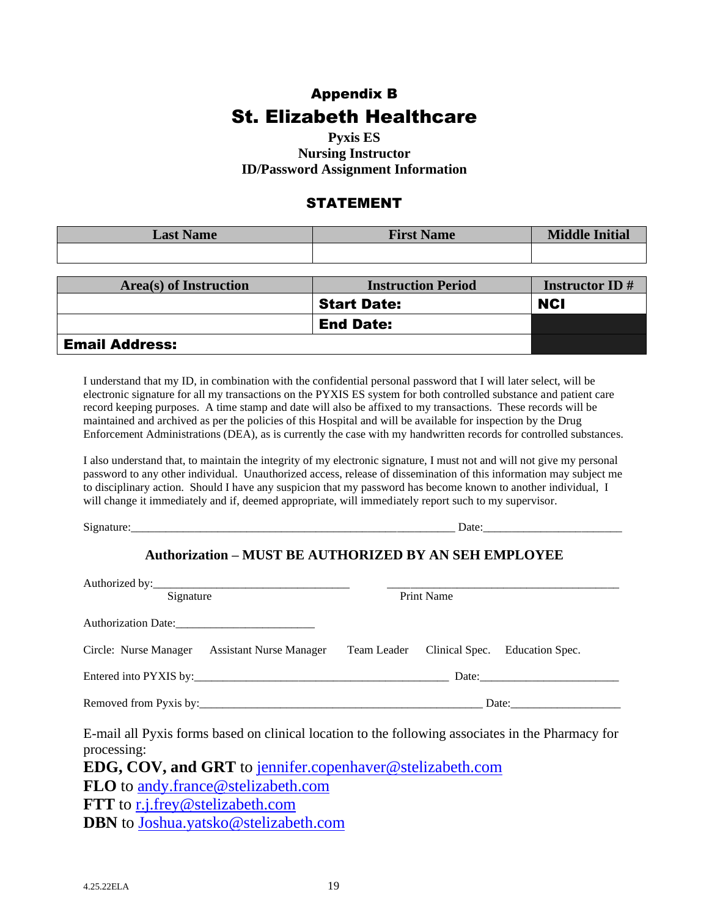## Appendix B

# St. Elizabeth Healthcare

**Pyxis ES**
**Nursing Instructor**
**ID/Password Assignment Information**

### STATEMENT

| Last Name | First Name | Middle Initial |
|---|---|---|
| | | |

| Area(s) of Instruction | Instruction Period | Instructor ID # |
|---|---|---|
| | **Start Date:** | **NCI** |
| | **End Date:** | |
| **Email Address:** | | |

I understand that my ID, in combination with the confidential personal password that I will later select, will be electronic signature for all my transactions on the PYXIS ES system for both controlled substance and patient care record keeping purposes. A time stamp and date will also be affixed to my transactions. These records will be maintained and archived as per the policies of this Hospital and will be available for inspection by the Drug Enforcement Administrations (DEA), as is currently the case with my handwritten records for controlled substances.

I also understand that, to maintain the integrity of my electronic signature, I must not and will not give my personal password to any other individual. Unauthorized access, release of dissemination of this information may subject me to disciplinary action. Should I have any suspicion that my password has become known to another individual, I will change it immediately and if, deemed appropriate, will immediately report such to my supervisor.

Signature:_________________________________________________________ Date:________________________

### Authorization – MUST BE AUTHORIZED BY AN SEH EMPLOYEE

Authorized by:__________________________________ ________________________________________
Signature Print Name

Authorization Date:________________________

Circle: Nurse Manager Assistant Nurse Manager Team Leader Clinical Spec. Education Spec.

Entered into PYXIS by:_____________________________________________ Date:________________________

Removed from Pyxis by:__________________________________________________ Date:___________________

E-mail all Pyxis forms based on clinical location to the following associates in the Pharmacy for processing:

**EDG, COV, and GRT** to jennifer.copenhaver@stelizabeth.com
**FLO** to andy.france@stelizabeth.com
**FTT** to r.j.frey@stelizabeth.com
**DBN** to Joshua.yatsko@stelizabeth.com

4.25.22ELA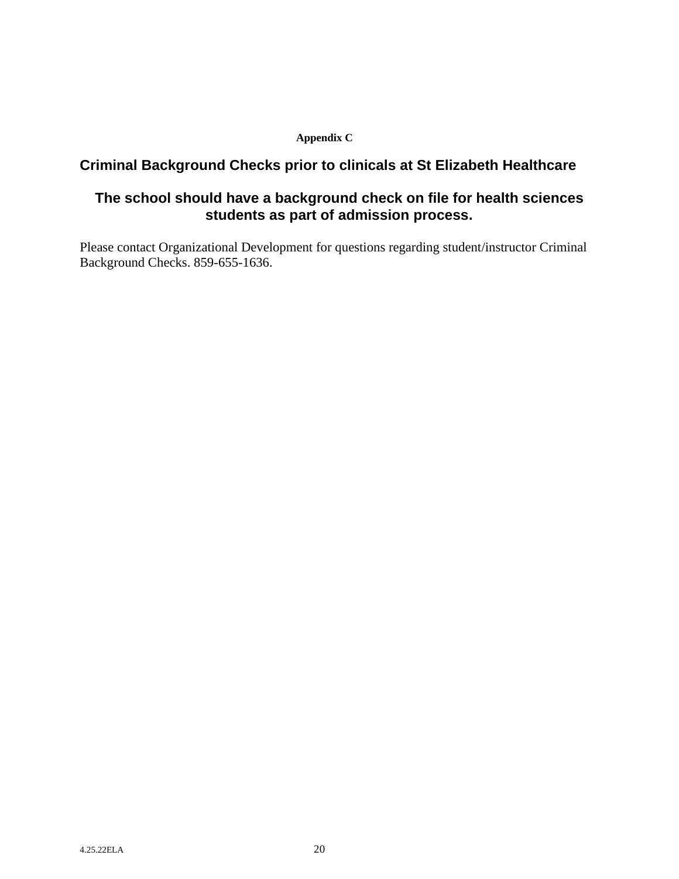**Appendix C**

## Criminal Background Checks prior to clinicals at St Elizabeth Healthcare

### The school should have a background check on file for health sciences students as part of admission process.

Please contact Organizational Development for questions regarding student/instructor Criminal Background Checks. 859-655-1636.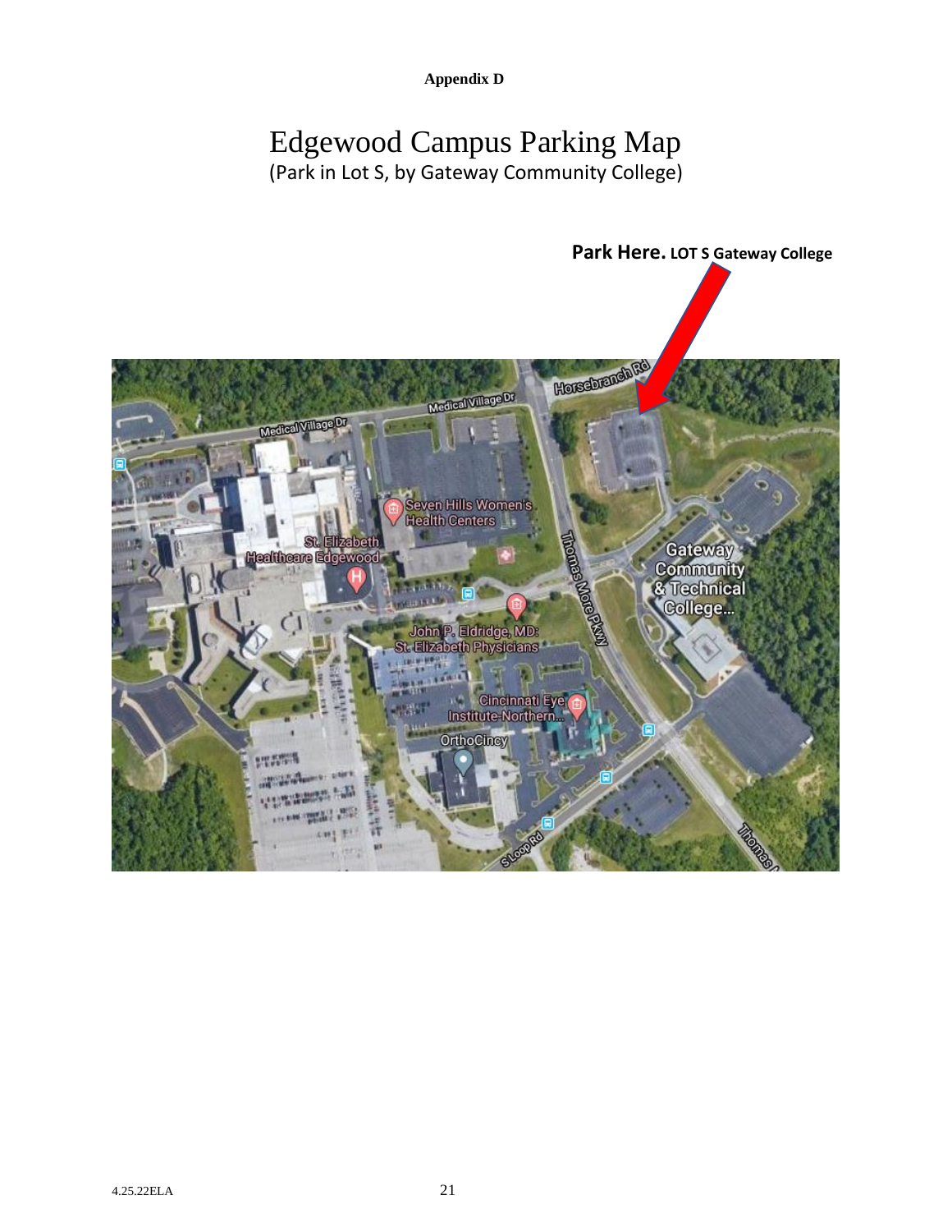**Appendix D**

# Edgewood Campus Parking Map

(Park in Lot S, by Gateway Community College)

**Park Here.** **LOT S Gateway College**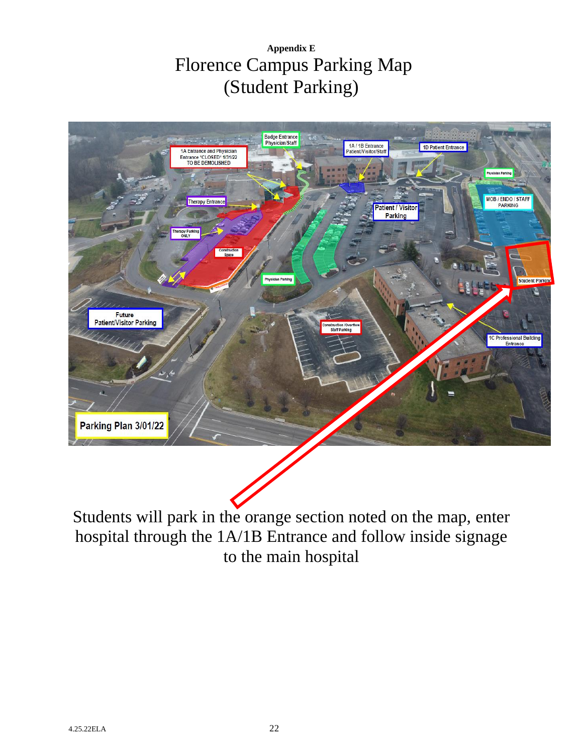**Appendix E**

# Florence Campus Parking Map (Student Parking)

Students will park in the orange section noted on the map, enter hospital through the 1A/1B Entrance and follow inside signage to the main hospital

4.25.22ELA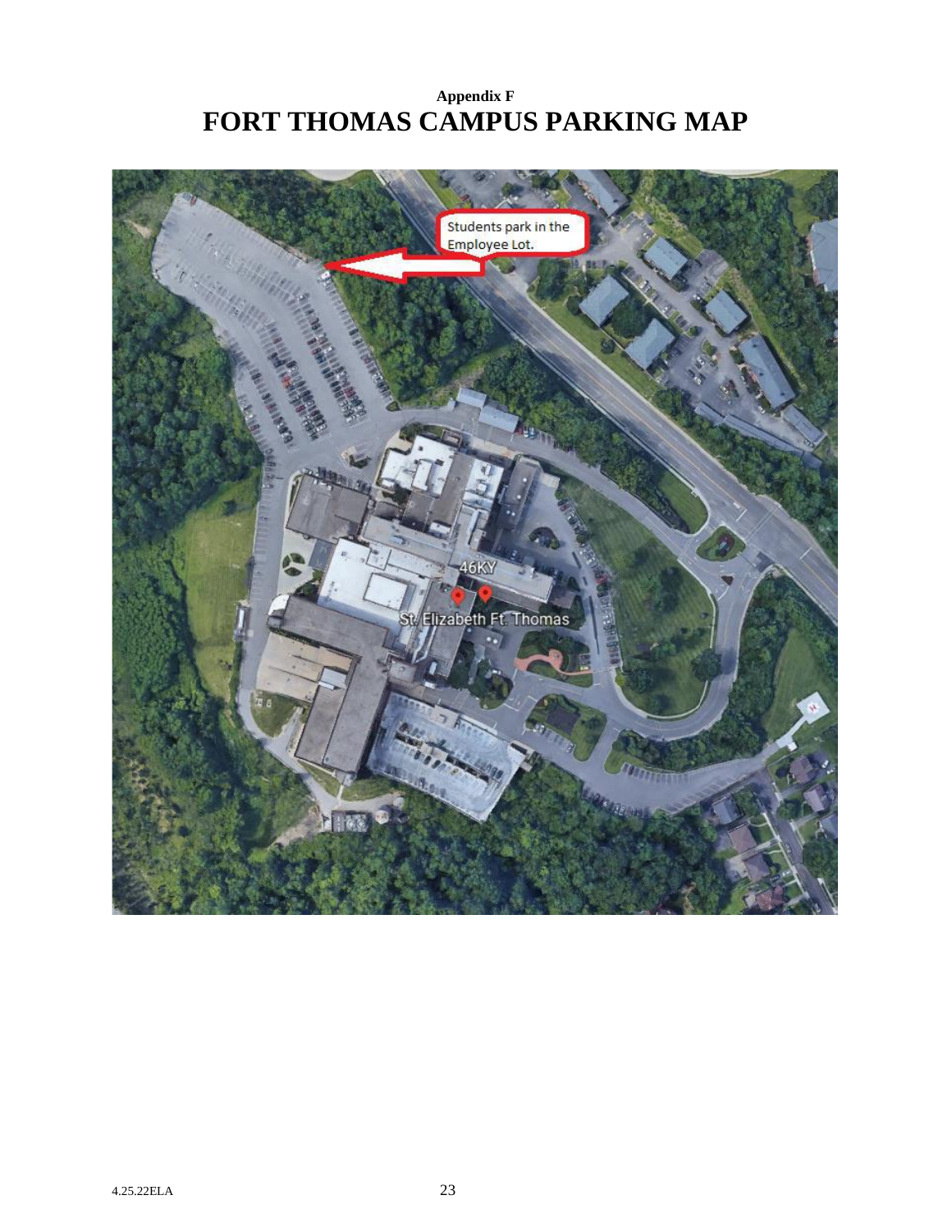**Appendix F**

# FORT THOMAS CAMPUS PARKING MAP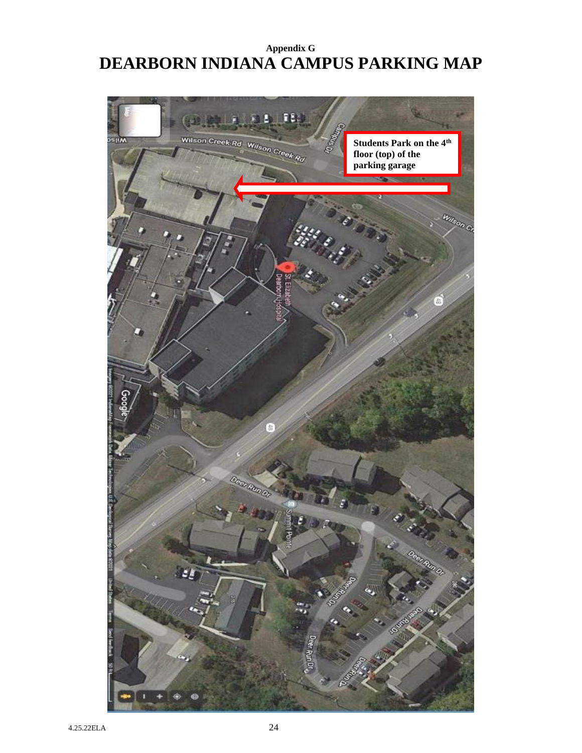Appendix G

# DEARBORN INDIANA CAMPUS PARKING MAP

Students Park on the 4th floor (top) of the parking garage